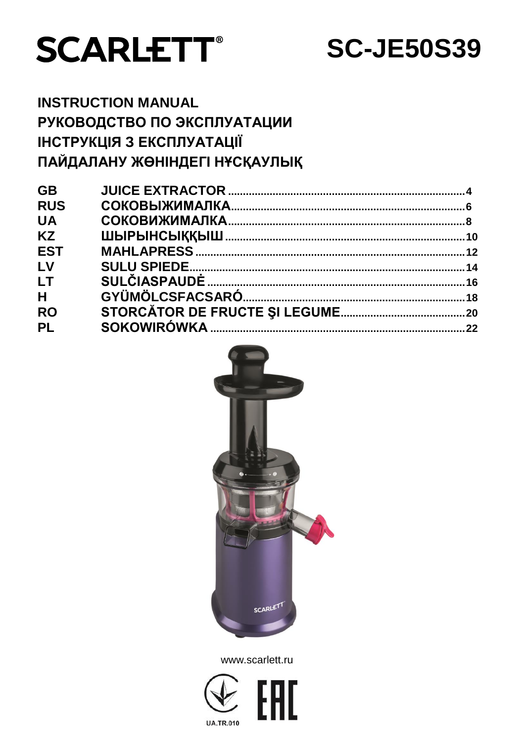# SCARLETT®

# SC-JE50S39

## INSTRUCTION MANUAL
## РУКОВОДСТВО ПО ЭКСПЛУАТАЦИИ
## ІНСТРУКЦІЯ З ЕКСПЛУАТАЦІЇ
## ПАЙДАЛАНУ ЖӨНІНДЕГІ НҰСҚАУЛЫҚ

| | | |
|---|---|---|
| **GB** | **JUICE EXTRACTOR** | **4** |
| **RUS** | **СОКОВЫЖИМАЛКА** | **6** |
| **UA** | **СОКОВИЖИМАЛКА** | **8** |
| **KZ** | **ШЫРЫНСЫҚҚЫШ** | **10** |
| **EST** | **MAHLAPRESS** | **12** |
| **LV** | **SULU SPIEDE** | **14** |
| **LT** | **SULČIASPAUDĖ** | **16** |
| **H** | **GYÜMÖLCSFACSARÓ** | **18** |
| **RO** | **STORCĂTOR DE FRUCTE ŞI LEGUME** | **20** |
| **PL** | **SOKOWIRÓWKA** | **22** |

www.scarlett.ru

UA.TR.010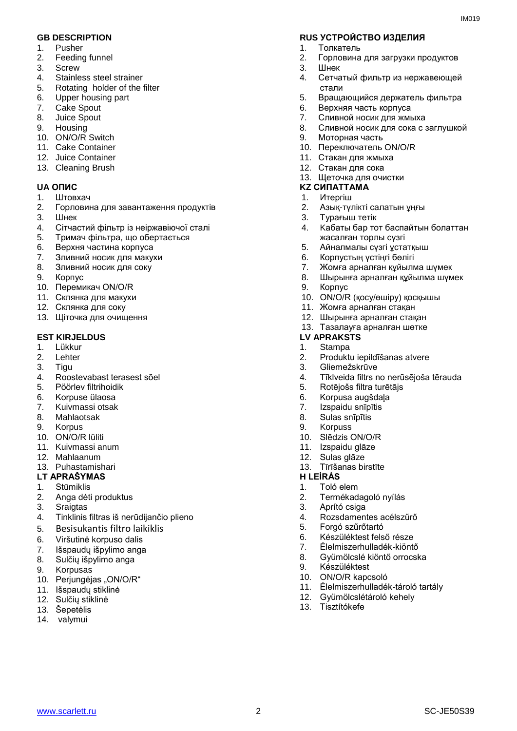## GB DESCRIPTION

1. Pusher
2. Feeding funnel
3. Screw
4. Stainless steel strainer
5. Rotating holder of the filter
6. Upper housing part
7. Cake Spout
8. Juice Spout
9. Housing
10. ON/O/R Switch
11. Cake Container
12. Juice Container
13. Cleaning Brush

## UA ОПИС

1. Штовхач
2. Горловина для завантаження продуктів
3. Шнек
4. Сітчастий фільтр із неіржавіючої сталі
5. Тримач фільтра, що обертається
6. Верхня частина корпуса
7. Зливний носик для макухи
8. Зливний носик для соку
9. Корпус
10. Перемикач ON/O/R
11. Склянка для макухи
12. Склянка для соку
13. Щіточка для очищення

## EST KIRJELDUS

1. Lükkur
2. Lehter
3. Tigu
4. Roostevabast terasest sõel
5. Pöörlev filtrihoidik
6. Korpuse ülaosa
7. Kuivmassi otsak
8. Mahlaotsak
9. Korpus
10. ON/O/R lüliti
11. Kuivmassi anum
12. Mahlaanum
13. Puhastamishari

## LT APRAŠYMAS

1. Stūmiklis
2. Anga dėti produktus
3. Sraigtas
4. Tinklinis filtras iš nerūdijančio plieno
5. Besisukantis filtro laikiklis
6. Viršutinė korpuso dalis
7. Išspaudų išpylimo anga
8. Sulčių išpylimo anga
9. Korpusas
10. Perjungėjas „ON/O/R“
11. Išspaudų stiklinė
12. Sulčių stiklinė
13. Šepetėlis
14. valymui

## RUS УСТРОЙСТВО ИЗДЕЛИЯ

1. Толкатель
2. Горловина для загрузки продуктов
3. Шнек
4. Сетчатый фильтр из нержавеющей стали
5. Вращающийся держатель фильтра
6. Верхняя часть корпуса
7. Сливной носик для жмыха
8. Сливной носик для сока с заглушкой
9. Моторная часть
10. Переключатель ON/O/R
11. Стакан для жмыха
12. Стакан для сока
13. Щеточка для очистки

## KZ СИПАТТАМА

1. Итергіш
2. Азық-түлікті салатын ұңғы
3. Турағыш тетік
4. Кабаты бар тот баспайтын болаттан жасалған торлы сүзгі
5. Айналмалы сүзгі ұстатқыш
6. Корпустың үстіңгі бөлігі
7. Жомға арналған құйылма шүмек
8. Шырынға арналған құйылма шүмек
9. Корпус
10. ON/O/R (қосу/өшіру) қосқышы
11. Жомға арналған стақан
12. Шырынға арналған стақан
13. Тазалауға арналған шөтке

## LV APRAKSTS

1. Stampa
2. Produktu iepildīšanas atvere
3. Gliemežskrūve
4. Tīklveida filtrs no nerūsējoša tērauda
5. Rotējošs filtra turētājs
6. Korpusa augšdaļa
7. Izspaidu snīpītis
8. Sulas snīpītis
9. Korpuss
10. Slēdzis ON/O/R
11. Izspaidu glāze
12. Sulas glāze
13. Tīrīšanas birstīte

## H LEÍRÁS

1. Toló elem
2. Termékadagoló nyílás
3. Aprító csiga
4. Rozsdamentes acélszűrő
5. Forgó szűrőtartó
6. Készüléktest felső része
7. Élelmiszerhulladék-kiöntő
8. Gyümölcslé kiöntő orrocska
9. Készüléktest
10. ON/O/R kapcsoló
11. Élelmiszerhulladék-tároló tartály
12. Gyümölcslétároló kehely
13. Tisztítókefe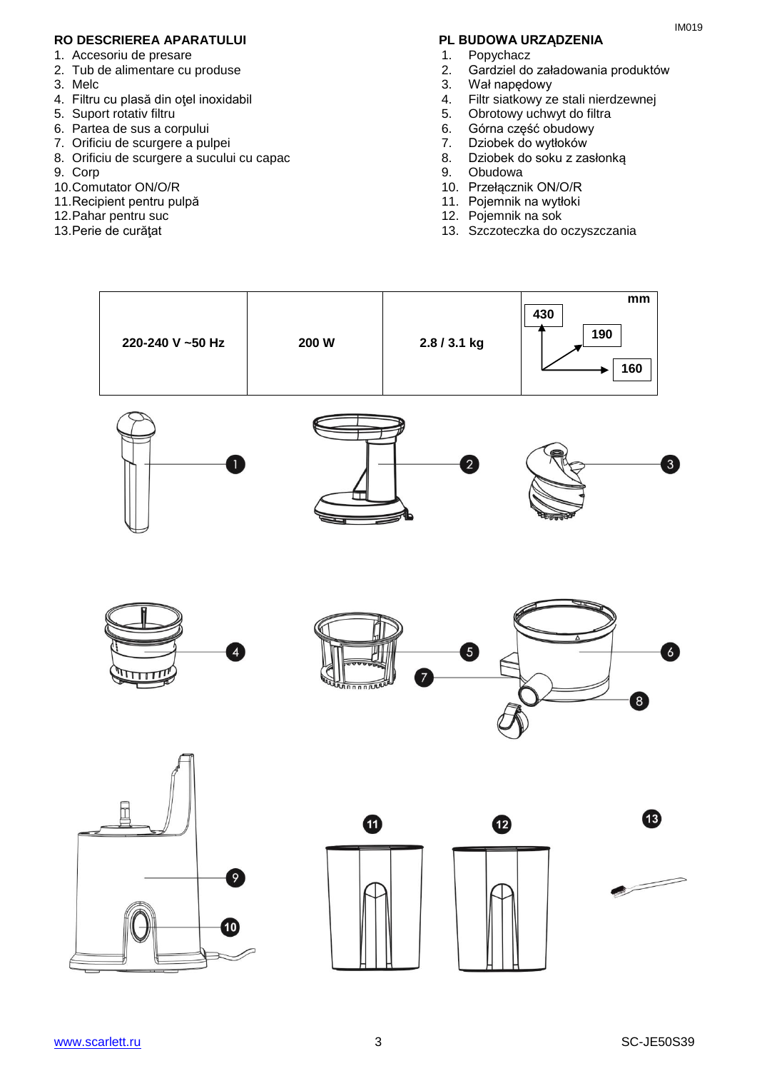## RO DESCRIEREA APARATULUI

1. Accesoriu de presare
2. Tub de alimentare cu produse
3. Melc
4. Filtru cu plasă din oţel inoxidabil
5. Suport rotativ filtru
6. Partea de sus a corpului
7. Orificiu de scurgere a pulpei
8. Orificiu de scurgere a sucului cu capac
9. Corp
10. Comutator ON/O/R
11. Recipient pentru pulpă
12. Pahar pentru suc
13. Perie de curăţat

## PL BUDOWA URZĄDZENIA

1. Popychacz
2. Gardziel do załadowania produktów
3. Wał napędowy
4. Filtr siatkowy ze stali nierdzewnej
5. Obrotowy uchwyt do filtra
6. Górna część obudowy
7. Dziobek do wytłoków
8. Dziobek do soku z zasłonką
9. Obudowa
10. Przełącznik ON/O/R
11. Pojemnik na wytłoki
12. Pojemnik na sok
13. Szczoteczka do oczyszczania

| 220-240 V ~50 Hz | 200 W | 2.8 / 3.1 kg | mm: 430 / 190 / 160 |
|---|---|---|---|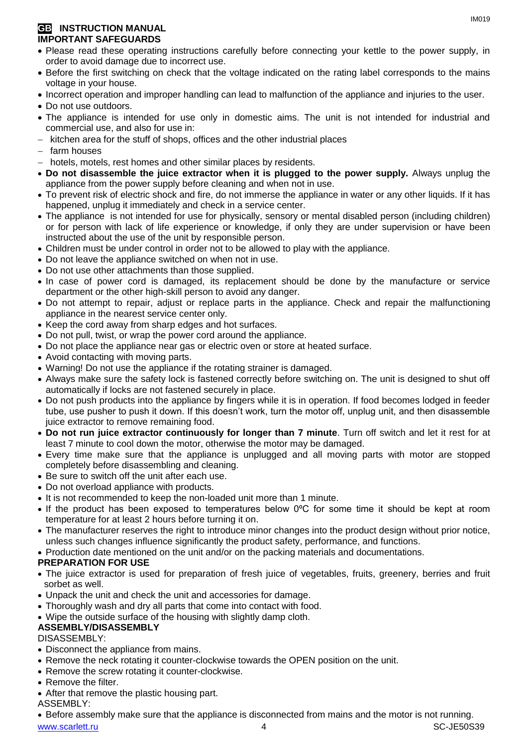## GB INSTRUCTION MANUAL

### IMPORTANT SAFEGUARDS

- Please read these operating instructions carefully before connecting your kettle to the power supply, in order to avoid damage due to incorrect use.
- Before the first switching on check that the voltage indicated on the rating label corresponds to the mains voltage in your house.
- Incorrect operation and improper handling can lead to malfunction of the appliance and injuries to the user.
- Do not use outdoors.
- The appliance is intended for use only in domestic aims. The unit is not intended for industrial and commercial use, and also for use in:
  - kitchen area for the stuff of shops, offices and the other industrial places
  - farm houses
  - hotels, motels, rest homes and other similar places by residents.
- **Do not disassemble the juice extractor when it is plugged to the power supply.** Always unplug the appliance from the power supply before cleaning and when not in use.
- To prevent risk of electric shock and fire, do not immerse the appliance in water or any other liquids. If it has happened, unplug it immediately and check in a service center.
- The appliance is not intended for use for physically, sensory or mental disabled person (including children) or for person with lack of life experience or knowledge, if only they are under supervision or have been instructed about the use of the unit by responsible person.
- Children must be under control in order not to be allowed to play with the appliance.
- Do not leave the appliance switched on when not in use.
- Do not use other attachments than those supplied.
- In case of power cord is damaged, its replacement should be done by the manufacture or service department or the other high-skill person to avoid any danger.
- Do not attempt to repair, adjust or replace parts in the appliance. Check and repair the malfunctioning appliance in the nearest service center only.
- Keep the cord away from sharp edges and hot surfaces.
- Do not pull, twist, or wrap the power cord around the appliance.
- Do not place the appliance near gas or electric oven or store at heated surface.
- Avoid contacting with moving parts.
- Warning! Do not use the appliance if the rotating strainer is damaged.
- Always make sure the safety lock is fastened correctly before switching on. The unit is designed to shut off automatically if locks are not fastened securely in place.
- Do not push products into the appliance by fingers while it is in operation. If food becomes lodged in feeder tube, use pusher to push it down. If this doesn't work, turn the motor off, unplug unit, and then disassemble juice extractor to remove remaining food.
- **Do not run juice extractor continuously for longer than 7 minute**. Turn off switch and let it rest for at least 7 minute to cool down the motor, otherwise the motor may be damaged.
- Every time make sure that the appliance is unplugged and all moving parts with motor are stopped completely before disassembling and cleaning.
- Be sure to switch off the unit after each use.
- Do not overload appliance with products.
- It is not recommended to keep the non-loaded unit more than 1 minute.
- If the product has been exposed to temperatures below 0ºC for some time it should be kept at room temperature for at least 2 hours before turning it on.
- The manufacturer reserves the right to introduce minor changes into the product design without prior notice, unless such changes influence significantly the product safety, performance, and functions.
- Production date mentioned on the unit and/or on the packing materials and documentations.

### PREPARATION FOR USE

- The juice extractor is used for preparation of fresh juice of vegetables, fruits, greenery, berries and fruit sorbet as well.
- Unpack the unit and check the unit and accessories for damage.
- Thoroughly wash and dry all parts that come into contact with food.
- Wipe the outside surface of the housing with slightly damp cloth.

### ASSEMBLY/DISASSEMBLY

DISASSEMBLY:

- Disconnect the appliance from mains.
- Remove the neck rotating it counter-clockwise towards the OPEN position on the unit.
- Remove the screw rotating it counter-clockwise.
- Remove the filter.
- After that remove the plastic housing part.

ASSEMBLY:

- Before assembly make sure that the appliance is disconnected from mains and the motor is not running.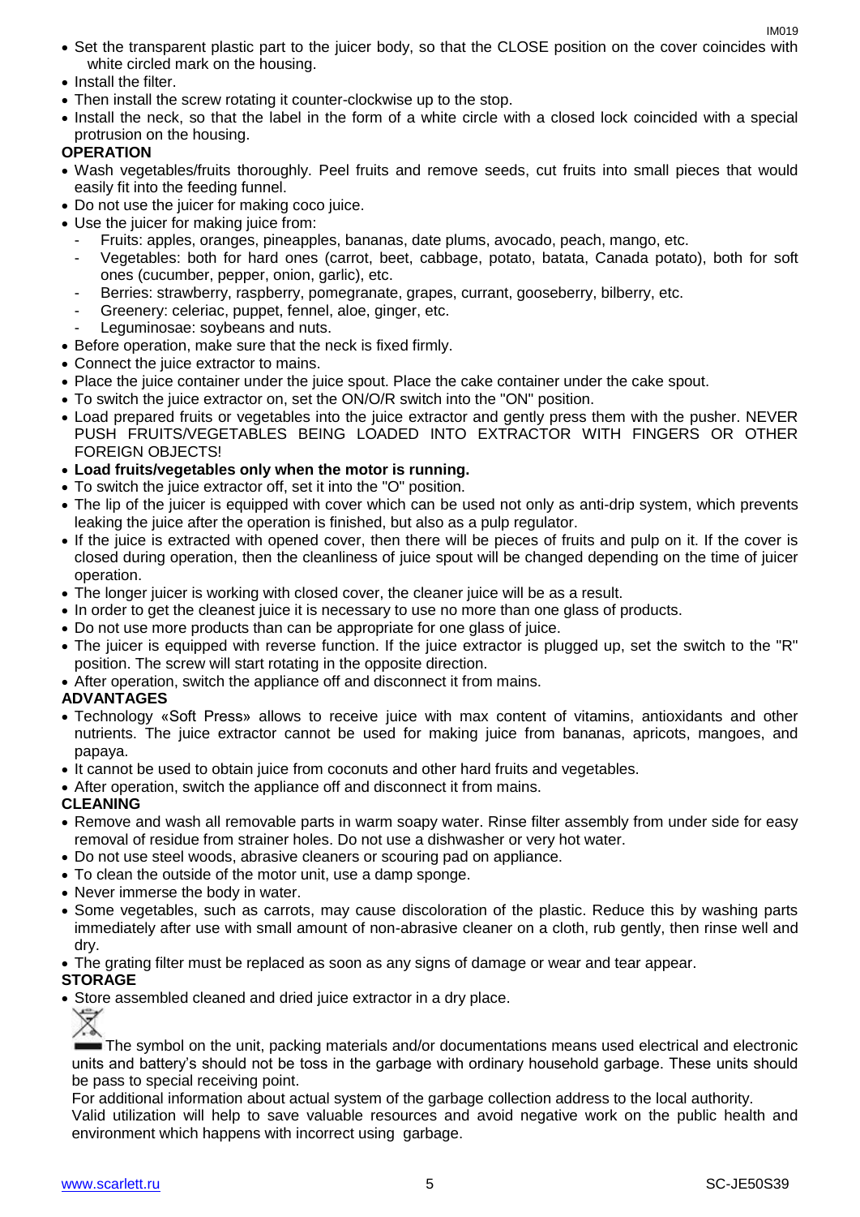- Set the transparent plastic part to the juicer body, so that the CLOSE position on the cover coincides with white circled mark on the housing.
- Install the filter.
- Then install the screw rotating it counter-clockwise up to the stop.
- Install the neck, so that the label in the form of a white circle with a closed lock coincided with a special protrusion on the housing.

**OPERATION**

- Wash vegetables/fruits thoroughly. Peel fruits and remove seeds, cut fruits into small pieces that would easily fit into the feeding funnel.
- Do not use the juicer for making coco juice.
- Use the juicer for making juice from:
  - Fruits: apples, oranges, pineapples, bananas, date plums, avocado, peach, mango, etc.
  - Vegetables: both for hard ones (carrot, beet, cabbage, potato, batata, Canada potato), both for soft ones (cucumber, pepper, onion, garlic), etc.
  - Berries: strawberry, raspberry, pomegranate, grapes, currant, gooseberry, bilberry, etc.
  - Greenery: celeriac, puppet, fennel, aloe, ginger, etc.
  - Leguminosae: soybeans and nuts.
- Before operation, make sure that the neck is fixed firmly.
- Connect the juice extractor to mains.
- Place the juice container under the juice spout. Place the cake container under the cake spout.
- To switch the juice extractor on, set the ON/O/R switch into the "ON" position.
- Load prepared fruits or vegetables into the juice extractor and gently press them with the pusher. NEVER PUSH FRUITS/VEGETABLES BEING LOADED INTO EXTRACTOR WITH FINGERS OR OTHER FOREIGN OBJECTS!
- **Load fruits/vegetables only when the motor is running.**
- To switch the juice extractor off, set it into the "O" position.
- The lip of the juicer is equipped with cover which can be used not only as anti-drip system, which prevents leaking the juice after the operation is finished, but also as a pulp regulator.
- If the juice is extracted with opened cover, then there will be pieces of fruits and pulp on it. If the cover is closed during operation, then the cleanliness of juice spout will be changed depending on the time of juicer operation.
- The longer juicer is working with closed cover, the cleaner juice will be as a result.
- In order to get the cleanest juice it is necessary to use no more than one glass of products.
- Do not use more products than can be appropriate for one glass of juice.
- The juicer is equipped with reverse function. If the juice extractor is plugged up, set the switch to the "R" position. The screw will start rotating in the opposite direction.
- After operation, switch the appliance off and disconnect it from mains.

**ADVANTAGES**

- Technology «Soft Press» allows to receive juice with max content of vitamins, antioxidants and other nutrients. The juice extractor cannot be used for making juice from bananas, apricots, mangoes, and papaya.
- It cannot be used to obtain juice from coconuts and other hard fruits and vegetables.
- After operation, switch the appliance off and disconnect it from mains.

**CLEANING**

- Remove and wash all removable parts in warm soapy water. Rinse filter assembly from under side for easy removal of residue from strainer holes. Do not use a dishwasher or very hot water.
- Do not use steel woods, abrasive cleaners or scouring pad on appliance.
- To clean the outside of the motor unit, use a damp sponge.
- Never immerse the body in water.
- Some vegetables, such as carrots, may cause discoloration of the plastic. Reduce this by washing parts immediately after use with small amount of non-abrasive cleaner on a cloth, rub gently, then rinse well and dry.
- The grating filter must be replaced as soon as any signs of damage or wear and tear appear.

**STORAGE**

- Store assembled cleaned and dried juice extractor in a dry place.

The symbol on the unit, packing materials and/or documentations means used electrical and electronic units and battery's should not be toss in the garbage with ordinary household garbage. These units should be pass to special receiving point.

For additional information about actual system of the garbage collection address to the local authority.

Valid utilization will help to save valuable resources and avoid negative work on the public health and environment which happens with incorrect using garbage.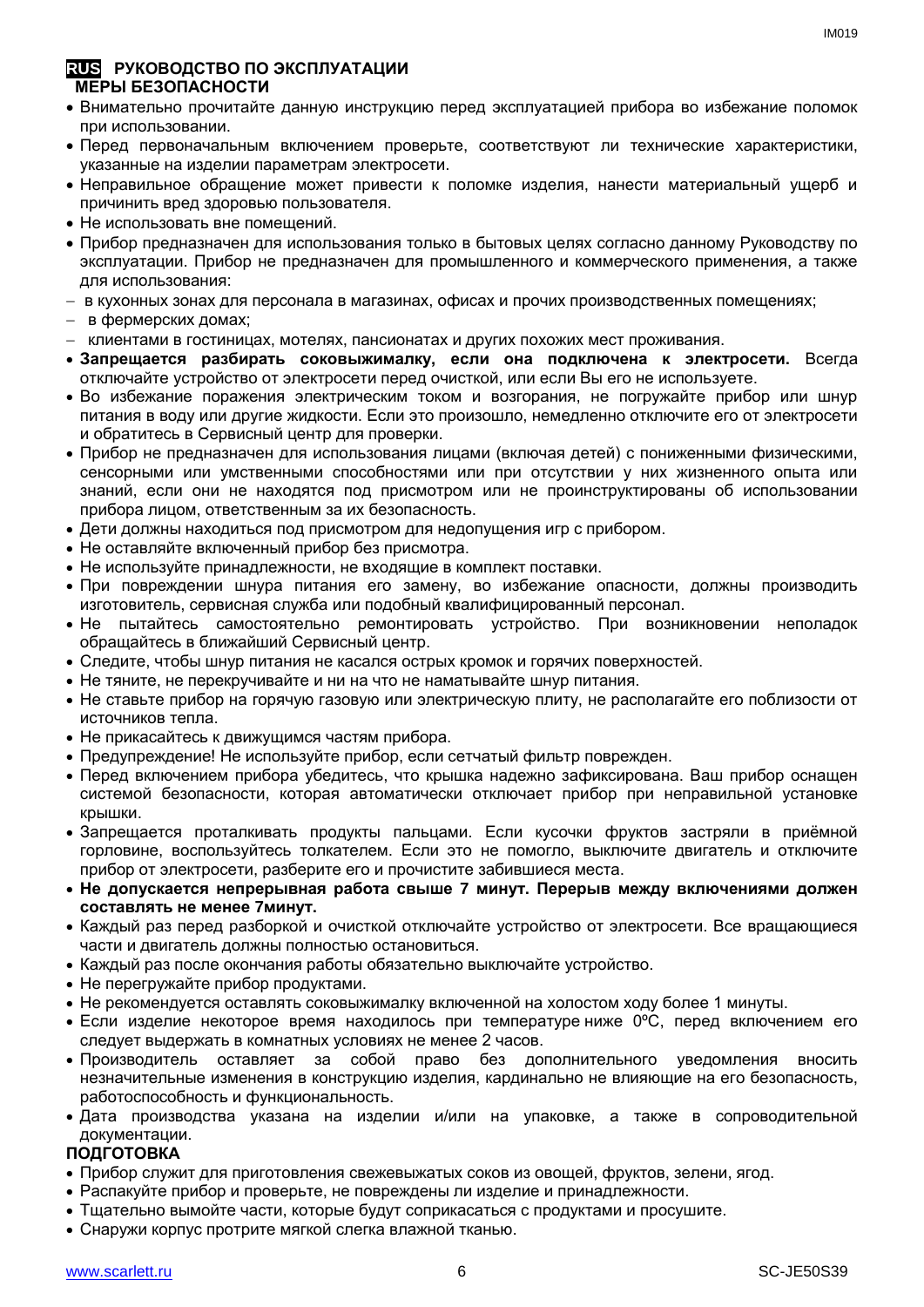# RUS РУКОВОДСТВО ПО ЭКСПЛУАТАЦИИ

## МЕРЫ БЕЗОПАСНОСТИ

- Внимательно прочитайте данную инструкцию перед эксплуатацией прибора во избежание поломок при использовании.
- Перед первоначальным включением проверьте, соответствуют ли технические характеристики, указанные на изделии параметрам электросети.
- Неправильное обращение может привести к поломке изделия, нанести материальный ущерб и причинить вред здоровью пользователя.
- Не использовать вне помещений.
- Прибор предназначен для использования только в бытовых целях согласно данному Руководству по эксплуатации. Прибор не предназначен для промышленного и коммерческого применения, а также для использования:
  - в кухонных зонах для персонала в магазинах, офисах и прочих производственных помещениях;
  - в фермерских домах;
  - клиентами в гостиницах, мотелях, пансионатах и других похожих мест проживания.
- **Запрещается разбирать соковыжималку, если она подключена к электросети.** Всегда отключайте устройство от электросети перед очисткой, или если Вы его не используете.
- Во избежание поражения электрическим током и возгорания, не погружайте прибор или шнур питания в воду или другие жидкости. Если это произошло, немедленно отключите его от электросети и обратитесь в Сервисный центр для проверки.
- Прибор не предназначен для использования лицами (включая детей) с пониженными физическими, сенсорными или умственными способностями или при отсутствии у них жизненного опыта или знаний, если они не находятся под присмотром или не проинструктированы об использовании прибора лицом, ответственным за их безопасность.
- Дети должны находиться под присмотром для недопущения игр с прибором.
- Не оставляйте включенный прибор без присмотра.
- Не используйте принадлежности, не входящие в комплект поставки.
- При повреждении шнура питания его замену, во избежание опасности, должны производить изготовитель, сервисная служба или подобный квалифицированный персонал.
- Не пытайтесь самостоятельно ремонтировать устройство. При возникновении неполадок обращайтесь в ближайший Сервисный центр.
- Следите, чтобы шнур питания не касался острых кромок и горячих поверхностей.
- Не тяните, не перекручивайте и ни на что не наматывайте шнур питания.
- Не ставьте прибор на горячую газовую или электрическую плиту, не располагайте его поблизости от источников тепла.
- Не прикасайтесь к движущимся частям прибора.
- Предупреждение! Не используйте прибор, если сетчатый фильтр поврежден.
- Перед включением прибора убедитесь, что крышка надежно зафиксирована. Ваш прибор оснащен системой безопасности, которая автоматически отключает прибор при неправильной установке крышки.
- Запрещается проталкивать продукты пальцами. Если кусочки фруктов застряли в приёмной горловине, воспользуйтесь толкателем. Если это не помогло, выключите двигатель и отключите прибор от электросети, разберите его и прочистите забившиеся места.
- **Не допускается непрерывная работа свыше 7 минут. Перерыв между включениями должен составлять не менее 7минут.**
- Каждый раз перед разборкой и очисткой отключайте устройство от электросети. Все вращающиеся части и двигатель должны полностью остановиться.
- Каждый раз после окончания работы обязательно выключайте устройство.
- Не перегружайте прибор продуктами.
- Не рекомендуется оставлять соковыжималку включенной на холостом ходу более 1 минуты.
- Если изделие некоторое время находилось при температуре ниже 0ºC, перед включением его следует выдержать в комнатных условиях не менее 2 часов.
- Производитель оставляет за собой право без дополнительного уведомления вносить незначительные изменения в конструкцию изделия, кардинально не влияющие на его безопасность, работоспособность и функциональность.
- Дата производства указана на изделии и/или на упаковке, а также в сопроводительной документации.

## ПОДГОТОВКА

- Прибор служит для приготовления свежевыжатых соков из овощей, фруктов, зелени, ягод.
- Распакуйте прибор и проверьте, не повреждены ли изделие и принадлежности.
- Тщательно вымойте части, которые будут соприкасаться с продуктами и просушите.
- Снаружи корпус протрите мягкой слегка влажной тканью.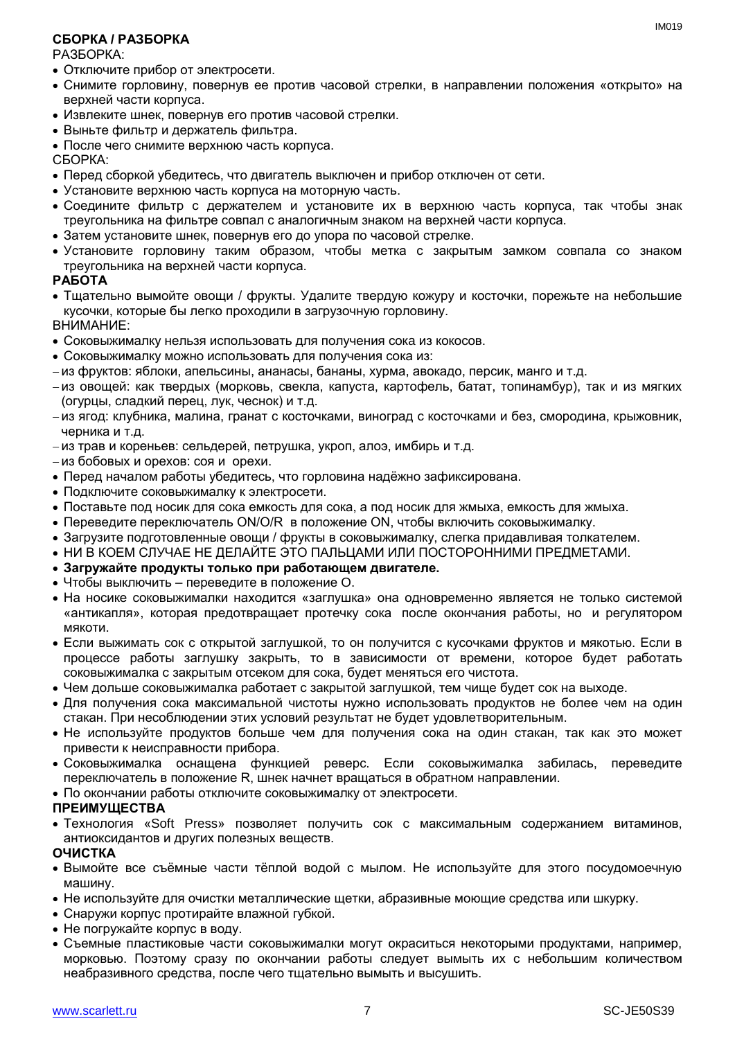**СБОРКА / РАЗБОРКА**

РАЗБОРКА:

- Отключите прибор от электросети.
- Снимите горловину, повернув ее против часовой стрелки, в направлении положения «открыто» на верхней части корпуса.
- Извлеките шнек, повернув его против часовой стрелки.
- Выньте фильтр и держатель фильтра.
- После чего снимите верхнюю часть корпуса.

СБОРКА:

- Перед сборкой убедитесь, что двигатель выключен и прибор отключен от сети.
- Установите верхнюю часть корпуса на моторную часть.
- Соедините фильтр с держателем и установите их в верхнюю часть корпуса, так чтобы знак треугольника на фильтре совпал с аналогичным знаком на верхней части корпуса.
- Затем установите шнек, повернув его до упора по часовой стрелке.
- Установите горловину таким образом, чтобы метка с закрытым замком совпала со знаком треугольника на верхней части корпуса.

**РАБОТА**

- Тщательно вымойте овощи / фрукты. Удалите твердую кожуру и косточки, порежьте на небольшие кусочки, которые бы легко проходили в загрузочную горловину.

ВНИМАНИЕ:

- Соковыжималку нельзя использовать для получения сока из кокосов.
- Соковыжималку можно использовать для получения сока из:
  - из фруктов: яблоки, апельсины, ананасы, бананы, хурма, авокадо, персик, манго и т.д.
  - из овощей: как твердых (морковь, свекла, капуста, картофель, батат, топинамбур), так и из мягких (огурцы, сладкий перец, лук, чеснок) и т.д.
  - из ягод: клубника, малина, гранат с косточками, виноград с косточками и без, смородина, крыжовник, черника и т.д.
  - из трав и кореньев: сельдерей, петрушка, укроп, алоэ, имбирь и т.д.
  - из бобовых и орехов: соя и орехи.
- Перед началом работы убедитесь, что горловина надёжно зафиксирована.
- Подключите соковыжималку к электросети.
- Поставьте под носик для сока емкость для сока, а под носик для жмыха, емкость для жмыха.
- Переведите переключатель ON/O/R в положение ON, чтобы включить соковыжималку.
- Загрузите подготовленные овощи / фрукты в соковыжималку, слегка придавливая толкателем.
- НИ В КОЕМ СЛУЧАЕ НЕ ДЕЛАЙТЕ ЭТО ПАЛЬЦАМИ ИЛИ ПОСТОРОННИМИ ПРЕДМЕТАМИ.
- **Загружайте продукты только при работающем двигателе.**
- Чтобы выключить – переведите в положение O.
- На носике соковыжималки находится «заглушка» она одновременно является не только системой «антикапля», которая предотвращает протечку сока после окончания работы, но и регулятором мякоти.
- Если выжимать сок с открытой заглушкой, то он получится с кусочками фруктов и мякотью. Если в процессе работы заглушку закрыть, то в зависимости от времени, которое будет работать соковыжималка с закрытым отсеком для сока, будет меняться его чистота.
- Чем дольше соковыжималка работает с закрытой заглушкой, тем чище будет сок на выходе.
- Для получения сока максимальной чистоты нужно использовать продуктов не более чем на один стакан. При несоблюдении этих условий результат не будет удовлетворительным.
- Не используйте продуктов больше чем для получения сока на один стакан, так как это может привести к неисправности прибора.
- Соковыжималка оснащена функцией реверс. Если соковыжималка забилась, переведите переключатель в положение R, шнек начнет вращаться в обратном направлении.
- По окончании работы отключите соковыжималку от электросети.

**ПРЕИМУЩЕСТВА**

- Технология «Soft Press» позволяет получить сок с максимальным содержанием витаминов, антиоксидантов и других полезных веществ.

**ОЧИСТКА**

- Вымойте все съёмные части тёплой водой с мылом. Не используйте для этого посудомоечную машину.
- Не используйте для очистки металлические щетки, абразивные моющие средства или шкурку.
- Снаружи корпус протирайте влажной губкой.
- Не погружайте корпус в воду.
- Съемные пластиковые части соковыжималки могут окраситься некоторыми продуктами, например, морковью. Поэтому сразу по окончании работы следует вымыть их с небольшим количеством неабразивного средства, после чего тщательно вымыть и высушить.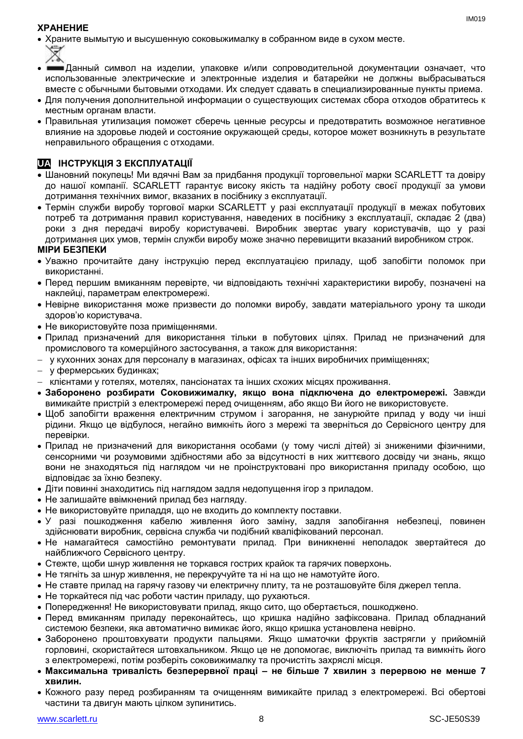**ХРАНЕНИЕ**

- Храните вымытую и высушенную соковыжималку в собранном виде в сухом месте.
- Данный символ на изделии, упаковке и/или сопроводительной документации означает, что использованные электрические и электронные изделия и батарейки не должны выбрасываться вместе с обычными бытовыми отходами. Их следует сдавать в специализированные пункты приема.
- Для получения дополнительной информации о существующих системах сбора отходов обратитесь к местным органам власти.
- Правильная утилизация поможет сберечь ценные ресурсы и предотвратить возможное негативное влияние на здоровье людей и состояние окружающей среды, которое может возникнуть в результате неправильного обращения с отходами.

## UA ІНСТРУКЦІЯ З ЕКСПЛУАТАЦІЇ

- Шановний покупець! Ми вдячні Вам за придбання продукції торговельної марки SCARLETT та довіру до нашої компанії. SCARLETT гарантує високу якість та надійну роботу своєї продукції за умови дотримання технічних вимог, вказаних в посібнику з експлуатації.
- Термін служби виробу торгової марки SCARLETT у разі експлуатації продукції в межах побутових потреб та дотримання правил користування, наведених в посібнику з експлуатації, складає 2 (два) роки з дня передачі виробу користувачеві. Виробник звертає увагу користувачів, що у разі дотримання цих умов, термін служби виробу може значно перевищити вказаний виробником строк.

**МІРИ БЕЗПЕКИ**

- Уважно прочитайте дану інструкцію перед експлуатацією приладу, щоб запобігти поломок при використанні.
- Перед першим вмиканням перевірте, чи відповідають технічні характеристики виробу, позначені на наклейці, параметрам електромережі.
- Невірне використання може призвести до поломки виробу, завдати матеріального урону та шкоди здоров'ю користувача.
- Не використовуйте поза приміщеннями.
- Прилад призначений для використання тільки в побутових цілях. Прилад не призначений для промислового та комерційного застосування, а також для використання:
  - у кухонних зонах для персоналу в магазинах, офісах та інших виробничих приміщеннях;
  - у фермерських будинках;
  - клієнтами у готелях, мотелях, пансіонатах та інших схожих місцях проживання.
- **Заборонено розбирати Соковижималку, якщо вона підключена до електромережі.** Завжди вимикайте пристрій з електромережі перед очищенням, або якщо Ви його не використовуєте.
- Щоб запобігти враження електричним струмом і загорання, не занурюйте прилад у воду чи інші рідини. Якщо це відбулося, негайно вимкніть його з мережі та зверніться до Сервісного центру для перевірки.
- Прилад не призначений для використання особами (у тому числі дітей) зі зниженими фізичними, сенсорними чи розумовими здібностями або за відсутності в них життєвого досвіду чи знань, якщо вони не знаходяться під наглядом чи не проінструктовані про використання приладу особою, що відповідає за їхню безпеку.
- Діти повинні знаходитись під наглядом задля недопущення ігор з приладом.
- Не залишайте ввімкнений прилад без нагляду.
- Не використовуйте приладдя, що не входить до комплекту поставки.
- У разі пошкодження кабелю живлення його заміну, задля запобігання небезпеці, повинен здійснювати виробник, сервісна служба чи подібний кваліфікований персонал.
- Не намагайтеся самостійно ремонтувати прилад. При виникненні неполадок звертайтеся до найближчого Сервісного центру.
- Стежте, щоби шнур живлення не торкався гострих крайок та гарячих поверхонь.
- Не тягніть за шнур живлення, не перекручуйте та ні на що не намотуйте його.
- Не ставте прилад на гарячу газову чи електричну плиту, та не розташовуйте біля джерел тепла.
- Не торкайтеся під час роботи частин приладу, що рухаються.
- Попередження! Не використовувати прилад, якщо сито, що обертається, пошкоджено.
- Перед вмиканням приладу переконайтесь, що кришка надійно зафіксована. Прилад обладнаний системою безпеки, яка автоматично вимикає його, якщо кришка установлена невірно.
- Заборонено проштовхувати продукти пальцями. Якщо шматочки фруктів застрягли у прийомній горловині, скористайтеся штовхальником. Якщо це не допомогає, виключіть прилад та вимкніть його з електромережі, потім розберіть соковижималку та прочистіть захряслі місця.
- **Максимальна тривалість безперервної праці – не більше 7 хвилин з перервою не менше 7 хвилин.**
- Кожного разу перед розбиранням та очищенням вимикайте прилад з електромережі. Всі обертові частини та двигун мають цілком зупинитись.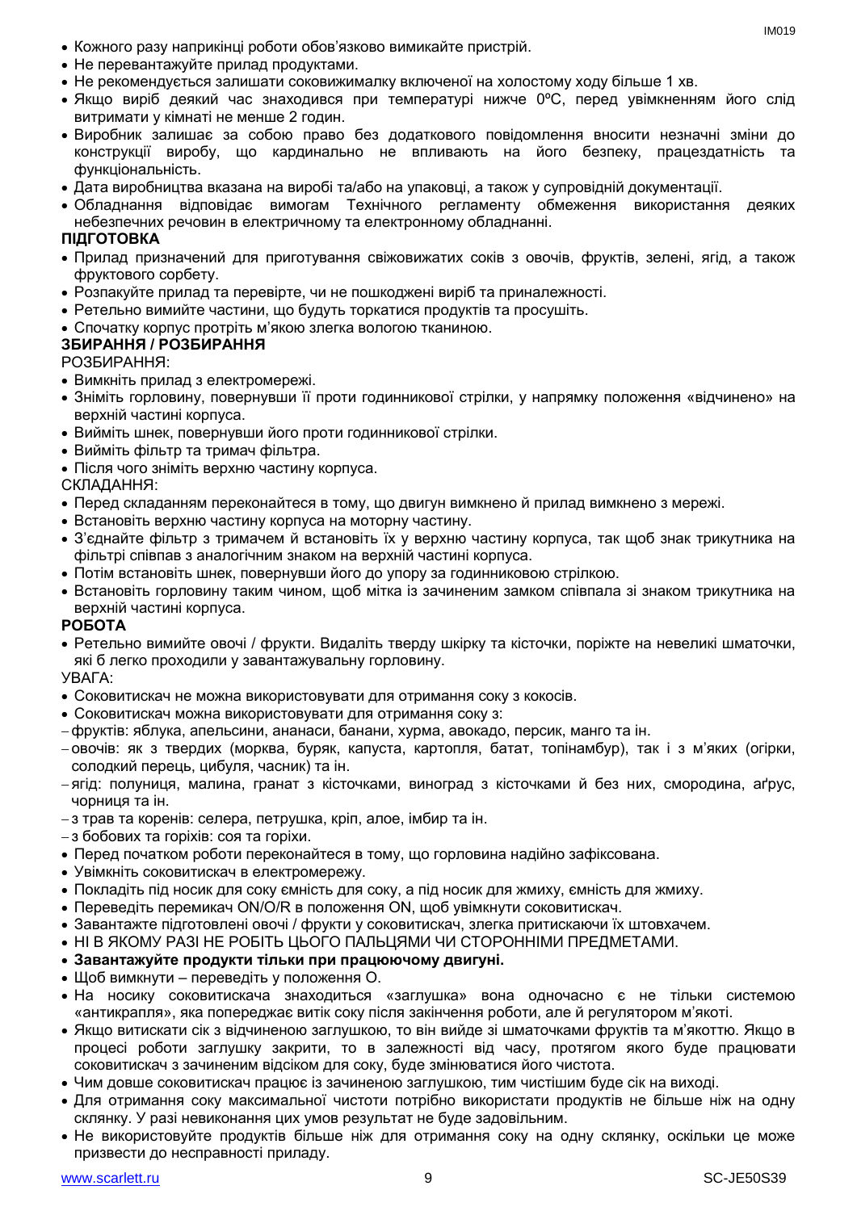- Кожного разу наприкінці роботи обов'язково вимикайте пристрій.
- Не перевантажуйте прилад продуктами.
- Не рекомендується залишати соковижималку включеної на холостому ходу більше 1 хв.
- Якщо виріб деякий час знаходився при температурі нижче 0ºC, перед увімкненням його слід витримати у кімнаті не менше 2 годин.
- Виробник залишає за собою право без додаткового повідомлення вносити незначні зміни до конструкції виробу, що кардинально не впливають на його безпеку, працездатність та функціональність.
- Дата виробництва вказана на виробі та/або на упаковці, а також у супровідній документації.
- Обладнання відповідає вимогам Технічного регламенту обмеження використання деяких небезпечних речовин в електричному та електронному обладнанні.

**ПІДГОТОВКА**

- Прилад призначений для приготування свіжовижатих соків з овочів, фруктів, зелені, ягід, а також фруктового сорбету.
- Розпакуйте прилад та перевірте, чи не пошкоджені виріб та приналежності.
- Ретельно вимийте частини, що будуть торкатися продуктів та просушіть.
- Спочатку корпус протріть м'якою злегка вологою тканиною.

**ЗБИРАННЯ / РОЗБИРАННЯ**

РОЗБИРАННЯ:

- Вимкніть прилад з електромережі.
- Зніміть горловину, повернувши її проти годинникової стрілки, у напрямку положення «відчинено» на верхній частині корпуса.
- Вийміть шнек, повернувши його проти годинникової стрілки.
- Вийміть фільтр та тримач фільтра.
- Після чого зніміть верхню частину корпуса.

СКЛАДАННЯ:

- Перед складанням переконайтеся в тому, що двигун вимкнено й прилад вимкнено з мережі.
- Встановіть верхню частину корпуса на моторну частину.
- З'єднайте фільтр з тримачем й встановіть їх у верхню частину корпуса, так щоб знак трикутника на фільтрі співпав з аналогічним знаком на верхній частині корпуса.
- Потім встановіть шнек, повернувши його до упору за годинниковою стрілкою.
- Встановіть горловину таким чином, щоб мітка із зачиненим замком співпала зі знаком трикутника на верхній частині корпуса.

**РОБОТА**

- Ретельно вимийте овочі / фрукти. Видаліть тверду шкірку та кісточки, поріжте на невеликі шматочки, які б легко проходили у завантажувальну горловину.

УВАГА:

- Соковитискач не можна використовувати для отримання соку з кокосів.
- Соковитискач можна використовувати для отримання соку з:
  - фруктів: яблука, апельсини, ананаси, банани, хурма, авокадо, персик, манго та ін.
  - овочів: як з твердих (морква, буряк, капуста, картопля, батат, топінамбур), так і з м'яких (огірки, солодкий перець, цибуля, часник) та ін.
  - ягід: полуниця, малина, гранат з кісточками, виноград з кісточками й без них, смородина, аґрус, чорниця та ін.
  - з трав та коренів: селера, петрушка, кріп, алое, імбир та ін.
  - з бобових та горіхів: соя та горіхи.
- Перед початком роботи переконайтеся в тому, що горловина надійно зафіксована.
- Увімкніть соковитискач в електромережу.
- Покладіть під носик для соку ємність для соку, а під носик для жмиху, ємність для жмиху.
- Переведіть перемикач ON/O/R в положення ON, щоб увімкнути соковитискач.
- Завантажте підготовлені овочі / фрукти у соковитискач, злегка притискаючи їх штовхачем.
- НІ В ЯКОМУ РАЗІ НЕ РОБІТЬ ЦЬОГО ПАЛЬЦЯМИ ЧИ СТОРОННІМИ ПРЕДМЕТАМИ.
- **Завантажуйте продукти тільки при працюючому двигуні.**
- Щоб вимкнути – переведіть у положення O.
- На носику соковитискача знаходиться «заглушка» вона одночасно є не тільки системою «антикрапля», яка попереджає витік соку після закінчення роботи, але й регулятором м'якоті.
- Якщо витискати сік з відчиненою заглушкою, то він вийде зі шматочками фруктів та м'якоттю. Якщо в процесі роботи заглушку закрити, то в залежності від часу, протягом якого буде працювати соковитискач з зачиненим відсіком для соку, буде змінюватися його чистота.
- Чим довше соковитискач працює із зачиненою заглушкою, тим чистішим буде сік на виході.
- Для отримання соку максимальної чистоти потрібно використати продуктів не більше ніж на одну склянку. У разі невиконання цих умов результат не буде задовільним.
- Не використовуйте продуктів більше ніж для отримання соку на одну склянку, оскільки це може призвести до несправності приладу.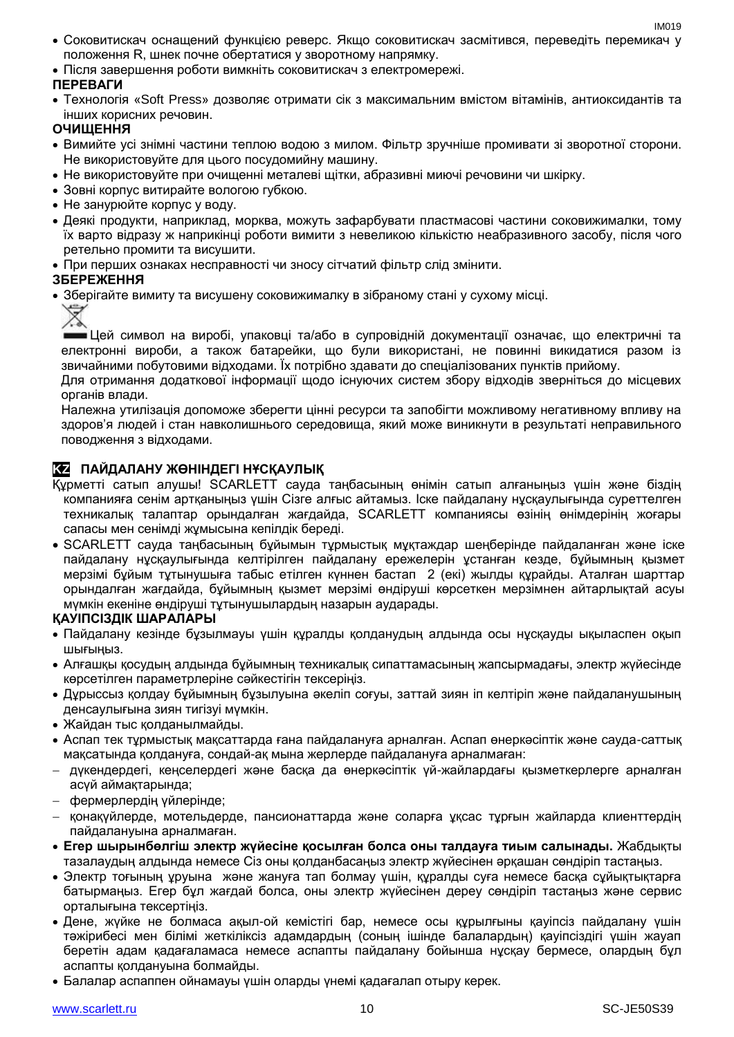- Соковитискач оснащений функцією реверс. Якщо соковитискач засмітився, переведіть перемикач у положення R, шнек почне обертатися у зворотному напрямку.
- Після завершення роботи вимкніть соковитискач з електромережі.

**ПЕРЕВАГИ**

- Технологія «Soft Press» дозволяє отримати сік з максимальним вмістом вітамінів, антиоксидантів та інших корисних речовин.

**ОЧИЩЕННЯ**

- Вимийте усі знімні частини теплою водою з милом. Фільтр зручніше промивати зі зворотної сторони. Не використовуйте для цього посудомийну машину.
- Не використовуйте при очищенні металеві щітки, абразивні миючі речовини чи шкірку.
- Зовні корпус витирайте вологою губкою.
- Не занурюйте корпус у воду.
- Деякі продукти, наприклад, морква, можуть зафарбувати пластмасові частини соковижималки, тому їх варто відразу ж наприкінці роботи вимити з невеликою кількістю неабразивного засобу, після чого ретельно промити та висушити.
- При перших ознаках несправності чи зносу сітчатий фільтр слід змінити.

**ЗБЕРЕЖЕННЯ**

- Зберігайте вимиту та висушену соковижималку в зібраному стані у сухому місці.

Цей символ на виробі, упаковці та/або в супровідній документації означає, що електричні та електронні вироби, а також батарейки, що були використані, не повинні викидатися разом із звичайними побутовими відходами. Їх потрібно здавати до спеціалізованих пунктів прийому.

Для отримання додаткової інформації щодо існуючих систем збору відходів зверніться до місцевих органів влади.

Належна утилізація допоможе зберегти цінні ресурси та запобігти можливому негативному впливу на здоров'я людей і стан навколишнього середовища, який може виникнути в результаті неправильного поводження з відходами.

## KZ ПАЙДАЛАНУ ЖӨНІНДЕГІ НҰСҚАУЛЫҚ

Құрметті сатып алушы! SCARLETT сауда таңбасының өнімін сатып алғаныңыз үшін және біздің компанияға сенім артқаныңыз үшін Сізге алғыс айтамыз. Іске пайдалану нұсқаулығында суреттелген техникалық талаптар орындалған жағдайда, SCARLETT компаниясы өзінің өнімдерінің жоғары сапасы мен сенімді жұмысына кепілдік береді.

- SCARLETT сауда таңбасының бұйымын тұрмыстық мұқтаждар шеңберінде пайдаланған және іске пайдалану нұсқаулығында келтірілген пайдалану ережелерін ұстанған кезде, бұйымның қызмет мерзімі бұйым тұтынушыға табыс етілген күннен бастап 2 (екі) жылды құрайды. Аталған шарттар орындалған жағдайда, бұйымның қызмет мерзімі өндіруші көрсеткен мерзімнен айтарлықтай асуы мүмкін екеніне өндіруші тұтынушылардың назарын аударады.

**ҚАУІПСІЗДІК ШАРАЛАРЫ**

- Пайдалану кезінде бұзылмауы үшін құралды қолданудың алдында осы нұсқауды ықыласпен оқып шығыңыз.
- Алғашқы қосудың алдында бұйымның техникалық сипаттамасының жапсырмадағы, электр жүйесінде көрсетілген параметрлеріне сәйкестігін тексеріңіз.
- Дұрыссыз қолдау бұйымның бұзылуына әкеліп соғуы, заттай зиян іп келтіріп және пайдаланушының денсаулығына зиян тигізуі мүмкін.
- Жайдан тыс қолданылмайды.
- Аспап тек тұрмыстық мақсаттарда ғана пайдалануға арналған. Аспап өнеркәсіптік және сауда-саттық мақсатында қолдануға, сондай-ақ мына жерлерде пайдалануға арналмаған:
  - дүкендердегі, кеңселердегі және басқа да өнеркәсіптік үй-жайлардағы қызметкерлерге арналған асүй аймақтарында;
  - фермерлердің үйлерінде;
  - қонақүйлерде, мотельдерде, пансионаттарда және соларға ұқсас тұрғын жайларда клиенттердің пайдалануына арналмаған.
- **Егер шырынбөлгіш электр жүйесіне қосылған болса оны талдауға тиым салынады.** Жабдықты тазалаудың алдында немесе Сіз оны қолданбасаңыз электр жүйесінен әрқашан сөндіріп тастаңыз.
- Электр тоғының ұруына және жануға тап болмау үшін, құралды суға немесе басқа сұйықтықтарға батырмаңыз. Егер бұл жағдай болса, оны электр жүйесінен дереу сөндіріп тастаңыз және сервис орталығына тексертіңіз.
- Дене, жүйке не болмаса ақыл-ой кемістігі бар, немесе осы құрылғыны қауіпсіз пайдалану үшін тәжірибесі мен білімі жеткіліксіз адамдардың (соның ішінде балалардың) қауіпсіздігі үшін жауап беретін адам қадағаламаса немесе аспапты пайдалану бойынша нұсқау бермесе, олардың бұл аспапты қолдануына болмайды.
- Балалар аспаппен ойнамауы үшін оларды үнемі қадағалап отыру керек.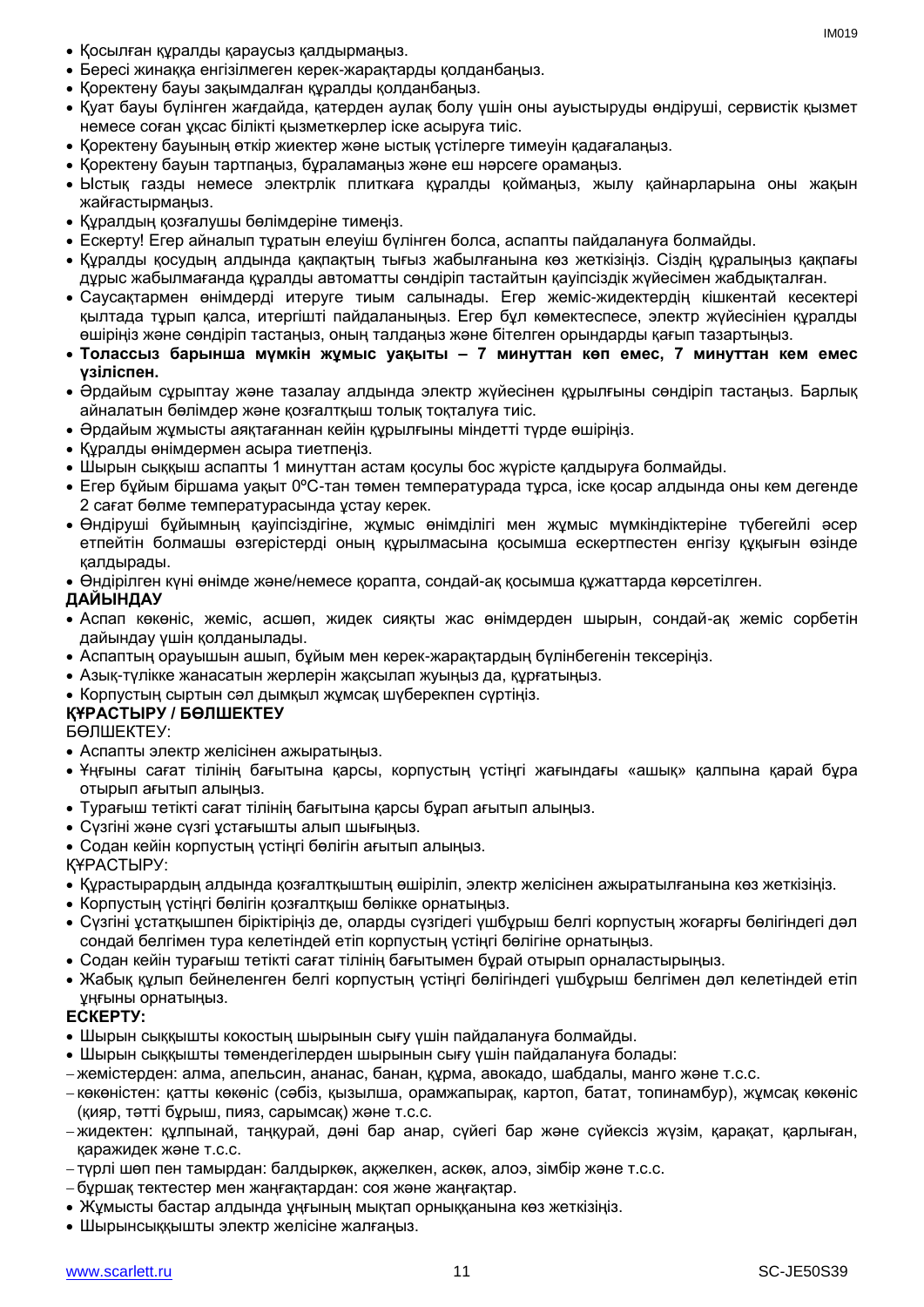- Қосылған құралды қараусыз қалдырмаңыз.
- Бересі жинаққа енгізілмеген керек-жарақтарды қолданбаңыз.
- Қоректену бауы зақымдалған құралды қолданбаңыз.
- Қуат бауы бүлінген жағдайда, қатерден аулақ болу үшін оны ауыстыруды өндіруші, сервистік қызмет немесе соған ұқсас білікті қызметкерлер іске асыруға тиіс.
- Қоректену бауының өткір жиектер және ыстық үстілерге тимеуін қадағалаңыз.
- Қоректену бауын тартпаңыз, бұраламаңыз және еш нәрсеге орамаңыз.
- Ыстық газды немесе электрлік плиткаға құралды қоймаңыз, жылу қайнарларына оны жақын жайғастырмаңыз.
- Құралдың қозғалушы бөлімдеріне тимеңіз.
- Ескерту! Егер айналып тұратын елеуіш бүлінген болса, аспапты пайдалануға болмайды.
- Құралды қосудың алдында қақпақтың тығыз жабылғанына көз жеткізіңіз. Сіздің құралыңыз қақпағы дұрыс жабылмағанда құралды автоматты сөндіріп тастайтын қауіпсіздік жүйесімен жабдықталған.
- Саусақтармен өнімдерді итеруге тиым салынады. Егер жеміс-жидектердің кішкентай кесектері қылтада тұрып қалса, итергішті пайдаланыңыз. Егер бұл көмектеспесе, электр жүйесініен құралды өшіріңіз және сөндіріп тастаңыз, оның талдаңыз және бітелген орындарды қағып тазартыңыз.
- **Толассыз барынша мүмкін жұмыс уақыты – 7 минуттан көп емес, 7 минуттан кем емес үзіліспен.**
- Әрдайым сұрыптау және тазалау алдында электр жүйесінен құрылғыны сөндіріп тастаңыз. Барлық айналатын бөлімдер және қозғалтқыш толық тоқталуға тиіс.
- Әрдайым жұмысты аяқтағаннан кейін құрылғыны міндетті түрде өшіріңіз.
- Құралды өнімдермен асыра тиетпеңіз.
- Шырын сыққыш аспапты 1 минуттан астам қосулы бос жүрісте қалдыруға болмайды.
- Егер бұйым біршама уақыт 0ºC-тан төмен температурада тұрса, іске қосар алдында оны кем дегенде 2 сағат бөлме температурасында ұстау керек.
- Өндіруші бұйымның қауіпсіздігіне, жұмыс өнімділігі мен жұмыс мүмкіндіктеріне түбегейлі әсер етпейтін болмашы өзгерістерді оның құрылмасына қосымша ескертпестен енгізу құқығын өзінде қалдырады.
- Өндірілген күні өнімде және/немесе қорапта, сондай-ақ қосымша құжаттарда көрсетілген.

**ДАЙЫНДАУ**

- Аспап көкөніс, жеміс, асшөп, жидек сияқты жас өнімдерден шырын, сондай-ақ жеміс сорбетін дайындау үшін қолданылады.
- Аспаптың орауышын ашып, бұйым мен керек-жарақтардың бүлінбегенін тексеріңіз.
- Азық-түлікке жанасатын жерлерін жақсылап жуыңыз да, құрғатыңыз.
- Корпустың сыртын сәл дымқыл жұмсақ шүберекпен сүртіңіз.

**ҚҰРАСТЫРУ / БӨЛШЕКТЕУ**

БӨЛШЕКТЕУ:

- Аспапты электр желісінен ажыратыңыз.
- Ұңғыны сағат тілінің бағытына қарсы, корпустың үстіңгі жағындағы «ашық» қалпына қарай бұра отырып ағытып алыңыз.
- Турағыш тетікті сағат тілінің бағытына қарсы бұрап ағытып алыңыз.
- Сүзгіні және сүзгі ұстағышты алып шығыңыз.
- Содан кейін корпустың үстіңгі бөлігін ағытып алыңыз.

ҚҰРАСТЫРУ:

- Құрастырардың алдында қозғалтқыштың өшіріліп, электр желісінен ажыратылғанына көз жеткізіңіз.
- Корпустың үстіңгі бөлігін қозғалтқыш бөлікке орнатыңыз.
- Сүзгіні ұстатқышпен біріктіріңіз де, оларды сүзгідегі үшбұрыш белгі корпустың жоғарғы бөлігіндегі дәл сондай белгімен тура келетіндей етіп корпустың үстіңгі бөлігіне орнатыңыз.
- Содан кейін турағыш тетікті сағат тілінің бағытымен бұрай отырып орналастырыңыз.
- Жабық құлып бейнеленген белгі корпустың үстіңгі бөлігіндегі үшбұрыш белгімен дәл келетіндей етіп ұңғыны орнатыңыз.

**ЕСКЕРТУ:**

- Шырын сыққышты кокостың шырынын сығу үшін пайдалануға болмайды.
- Шырын сыққышты төмендегілерден шырынын сығу үшін пайдалануға болады:
  - жемістерден: алма, апельсин, ананас, банан, құрма, авокадо, шабдалы, манго және т.с.с.
  - көкөністен: қатты көкөніс (сәбіз, қызылша, орамжапырақ, картоп, батат, топинамбур), жұмсақ көкөніс (қияр, тәтті бұрыш, пияз, сарымсақ) және т.с.с.
  - жидектен: құлпынай, таңқурай, дәні бар анар, сүйегі бар және сүйексіз жүзім, қарақат, қарлыған, қаражидек және т.с.с.
  - түрлі шөп пен тамырдан: балдыркөк, ақжелкен, аскөк, алоэ, зімбір және т.с.с.
  - бұршақ тектестер мен жаңғақтардан: соя және жаңғақтар.
- Жұмысты бастар алдында ұңғының мықтап орныққанына көз жеткізіңіз.
- Шырынсыққышты электр желісіне жалғаңыз.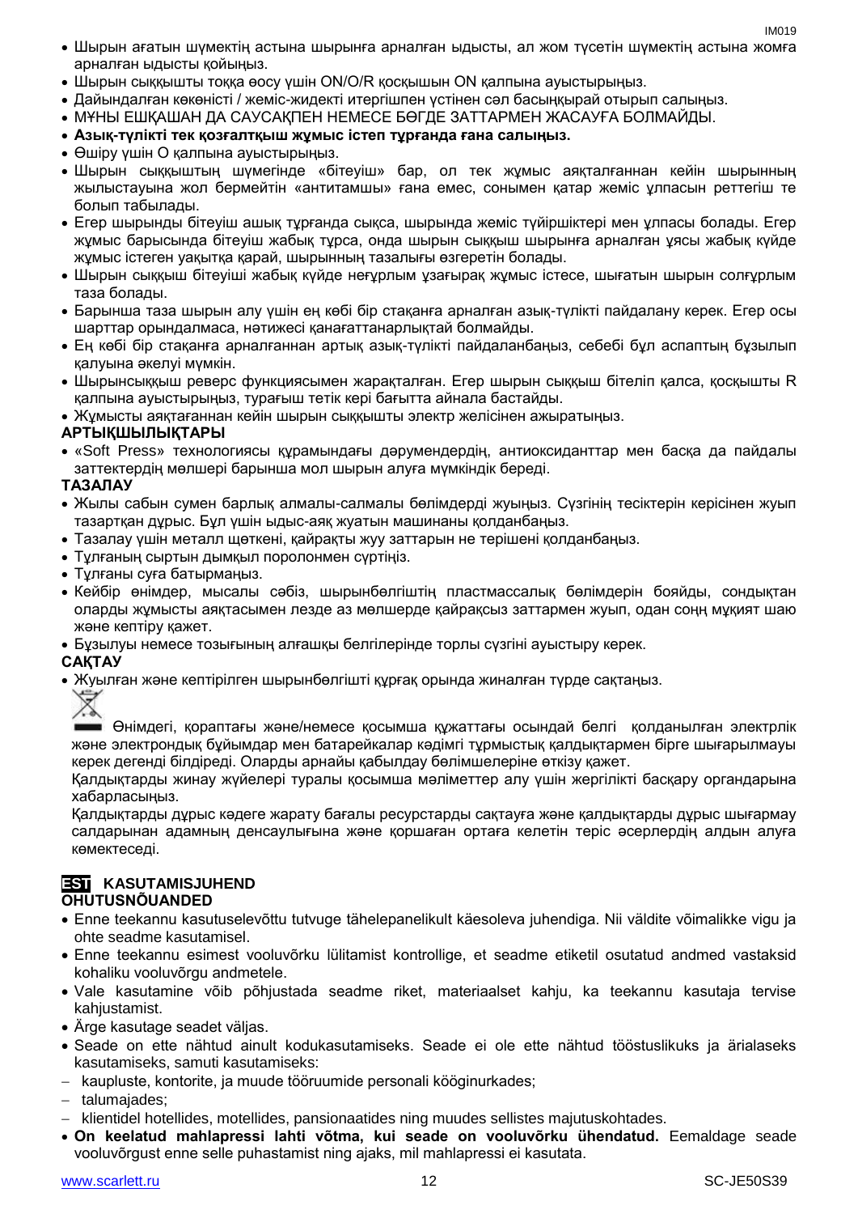- Шырын ағатын шүмектің астына шырынға арналған ыдысты, ал жом түсетін шүмектің астына жомға арналған ыдысты қойыңыз.
- Шырын сыққышты тоққа өосу үшін ON/O/R қосқышын ON қалпына ауыстырыңыз.
- Дайындалған көкөністі / жеміс-жидекті итергішпен үстінен сәл басыңқырай отырып салыңыз.
- МҰНЫ ЕШҚАШАН ДА САУСАҚПЕН НЕМЕСЕ БӨГДЕ ЗАТТАРМЕН ЖАСАУҒА БОЛМАЙДЫ.
- **Азық-түлікті тек қозғалтқыш жұмыс істеп тұрғанда ғана салыңыз.**
- Өшіру үшін О қалпына ауыстырыңыз.
- Шырын сыққыштың шүмегінде «бітеуіш» бар, ол тек жұмыс аяқталғаннан кейін шырынның жылыстауына жол бермейтін «антитамшы» ғана емес, сонымен қатар жеміс ұлпасын реттегіш те болып табылады.
- Егер шырынды бітеуіш ашық тұрғанда сықса, шырында жеміс түйіршіктері мен ұлпасы болады. Егер жұмыс барысында бітеуіш жабық тұрса, онда шырын сыққыш шырынға арналған ұясы жабық күйде жұмыс істеген уақытқа қарай, шырынның тазалығы өзгеретін болады.
- Шырын сыққыш бітеуіші жабық күйде неғұрлым ұзағырақ жұмыс істесе, шығатын шырын солғұрлым таза болады.
- Барынша таза шырын алу үшін ең көбі бір стақанға арналған азық-түлікті пайдалану керек. Егер осы шарттар орындалмаса, нәтижесі қанағаттанарлықтай болмайды.
- Ең көбі бір стақанға арналғаннан артық азық-түлікті пайдаланбаңыз, себебі бұл аспаптың бұзылып қалуына әкелуі мүмкін.
- Шырынсыққыш реверс функциясымен жарақталған. Егер шырын сыққыш бітеліп қалса, қосқышты R қалпына ауыстырыңыз, турағыш тетік кері бағытта айнала бастайды.
- Жұмысты аяқтағаннан кейін шырын сыққышты электр желісінен ажыратыңыз.

**АРТЫҚШЫЛЫҚТАРЫ**

- «Soft Press» технологиясы құрамындағы дәрумендердің, антиоксиданттар мен басқа да пайдалы заттектердің мөлшері барынша мол шырын алуға мүмкіндік береді.

**ТАЗАЛАУ**

- Жылы сабын сумен барлық алмалы-салмалы бөлімдерді жуыңыз. Сүзгінің тесіктерін керісінен жуып тазартқан дұрыс. Бұл үшін ыдыс-аяқ жуатын машинаны қолданбаңыз.
- Тазалау үшін металл щөткені, қайрақты жуу заттарын не терішені қолданбаңыз.
- Тұлғаның сыртын дымқыл поролонмен сүртіңіз.
- Тұлғаны суға батырмаңыз.
- Кейбір өнімдер, мысалы сәбіз, шырынбөлгіштің пластмассалық бөлімдерін бояйды, сондықтан оларды жұмысты аяқтасымен лезде аз мөлшерде қайрақсыз заттармен жуып, одан соң мұқият шаю және кептіру қажет.
- Бұзылуы немесе тозығының алғашқы белгілерінде торлы сүзгіні ауыстыру керек.

**САҚТАУ**

- Жуылған және кептірілген шырынбөлгішті құрғақ орында жиналған түрде сақтаңыз.

Өнімдегі, қораптағы және/немесе қосымша құжаттағы осындай белгі қолданылған электрлік және электрондық бұйымдар мен батарейкалар кәдімгі тұрмыстық қалдықтармен бірге шығарылмауы керек дегенді білдіреді. Оларды арнайы қабылдау бөлімшелеріне өткізу қажет.

Қалдықтарды жинау жүйелері туралы қосымша мәліметтер алу үшін жергілікті басқару органдарына хабарласыңыз.

Қалдықтарды дұрыс кәдеге жарату бағалы ресурстарды сақтауға және қалдықтарды дұрыс шығармау салдарынан адамның денсаулығына және қоршаған ортаға келетін теріс әсерлердің алдын алуға көмектеседі.

## EST KASUTAMISJUHEND

**OHUTUSNÕUANDED**

- Enne teekannu kasutuselevõttu tutvuge tähelepanelikult käesoleva juhendiga. Nii väldite võimalikke vigu ja ohte seadme kasutamisel.
- Enne teekannu esimest vooluvõrku lülitamist kontrollige, et seadme etiketil osutatud andmed vastaksid kohaliku vooluvõrgu andmetele.
- Vale kasutamine võib põhjustada seadme riket, materiaalset kahju, ka teekannu kasutaja tervise kahjustamist.
- Ärge kasutage seadet väljas.
- Seade on ette nähtud ainult kodukasutamiseks. Seade ei ole ette nähtud tööstuslikuks ja ärialaseks kasutamiseks, samuti kasutamiseks:
  - kaupluste, kontorite, ja muude tööruumide personali kööginurkades;
  - talumajades;
  - klientidel hotellides, motellides, pansionaatides ning muudes sellistes majutuskohtades.
- **On keelatud mahlapressi lahti võtma, kui seade on vooluvõrku ühendatud.** Eemaldage seade vooluvõrgust enne selle puhastamist ning ajaks, mil mahlapressi ei kasutata.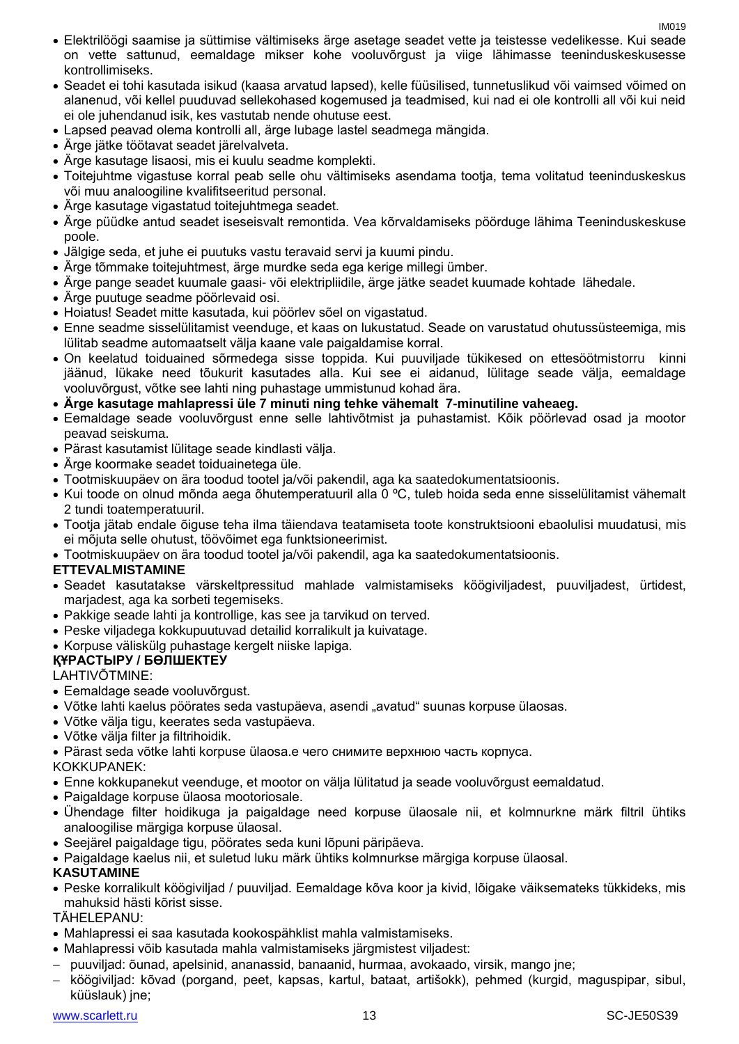- Elektrilöögi saamise ja süttimise vältimiseks ärge asetage seadet vette ja teistesse vedelikesse. Kui seade on vette sattunud, eemaldage mikser kohe vooluvõrgust ja viige lähimasse teeninduskeskusesse kontrollimiseks.
- Seadet ei tohi kasutada isikud (kaasa arvatud lapsed), kelle füüsilised, tunnetuslikud või vaimsed võimed on alanenud, või kellel puuduvad sellekohased kogemused ja teadmised, kui nad ei ole kontrolli all või kui neid ei ole juhendanud isik, kes vastutab nende ohutuse eest.
- Lapsed peavad olema kontrolli all, ärge lubage lastel seadmega mängida.
- Ärge jätke töötavat seadet järelvalveta.
- Ärge kasutage lisaosi, mis ei kuulu seadme komplekti.
- Toitejuhtme vigastuse korral peab selle ohu vältimiseks asendama tootja, tema volitatud teeninduskeskus või muu analoogiline kvalifitseeritud personal.
- Ärge kasutage vigastatud toitejuhtmega seadet.
- Ärge püüdke antud seadet iseseisvalt remontida. Vea kõrvaldamiseks pöörduge lähima Teeninduskeskuse poole.
- Jälgige seda, et juhe ei puutuks vastu teravaid servi ja kuumi pindu.
- Ärge tõmmake toitejuhtmest, ärge murdke seda ega kerige millegi ümber.
- Ärge pange seadet kuumale gaasi- või elektripliidile, ärge jätke seadet kuumade kohtade lähedale.
- Ärge puutuge seadme pöörlevaid osi.
- Hoiatus! Seadet mitte kasutada, kui pöörlev sõel on vigastatud.
- Enne seadme sisselülitamist veenduge, et kaas on lukustatud. Seade on varustatud ohutussüsteemiga, mis lülitab seadme automaatselt välja kaane vale paigaldamise korral.
- On keelatud toiduained sõrmedega sisse toppida. Kui puuviljade tükikesed on ettesöötmistorru kinni jäänud, lükake need tõukurit kasutades alla. Kui see ei aidanud, lülitage seade välja, eemaldage vooluvõrgust, võtke see lahti ning puhastage ummistunud kohad ära.
- **Ärge kasutage mahlapressi üle 7 minuti ning tehke vähemalt 7-minutiline vaheaeg.**
- Eemaldage seade vooluvõrgust enne selle lahtivõtmist ja puhastamist. Kõik pöörlevad osad ja mootor peavad seiskuma.
- Pärast kasutamist lülitage seade kindlasti välja.
- Ärge koormake seadet toiduainetega üle.
- Tootmiskuupäev on ära toodud tootel ja/või pakendil, aga ka saatedokumentatsioonis.
- Kui toode on olnud mõnda aega õhutemperatuuril alla 0 ºC, tuleb hoida seda enne sisselülitamist vähemalt 2 tundi toatemperatuuril.
- Tootja jätab endale õiguse teha ilma täiendava teatamiseta toote konstruktsiooni ebaolulisi muudatusi, mis ei mõjuta selle ohutust, töövõimet ega funktsioneerimist.
- Tootmiskuupäev on ära toodud tootel ja/või pakendil, aga ka saatedokumentatsioonis.

**ETTEVALMISTAMINE**

- Seadet kasutatakse värskeltpressitud mahlade valmistamiseks köögiviljadest, puuviljadest, ürtidest, marjadest, aga ka sorbeti tegemiseks.
- Pakkige seade lahti ja kontrollige, kas see ja tarvikud on terved.
- Peske viljadega kokkupuutuvad detailid korralikult ja kuivatage.
- Korpuse väliskülg puhastage kergelt niiske lapiga.

**ҚҰРАСТЫРУ / БӨЛШЕКТЕУ**

LAHTIVÕTMINE:

- Eemaldage seade vooluvõrgust.
- Võtke lahti kaelus pöörates seda vastupäeva, asendi „avatud" suunas korpuse ülaosas.
- Võtke välja tigu, keerates seda vastupäeva.
- Võtke välja filter ja filtrihoidik.
- Pärast seda võtke lahti korpuse ülaosa.е чего снимите верхнюю часть корпуса.

KOKKUPANEK:

- Enne kokkupanekut veenduge, et mootor on välja lülitatud ja seade vooluvõrgust eemaldatud.
- Paigaldage korpuse ülaosa mootoriosale.
- Ühendage filter hoidikuga ja paigaldage need korpuse ülaosale nii, et kolmnurkne märk filtril ühtiks analoogilise märgiga korpuse ülaosal.
- Seejärel paigaldage tigu, pöörates seda kuni lõpuni päripäeva.
- Paigaldage kaelus nii, et suletud luku märk ühtiks kolmnurkse märgiga korpuse ülaosal.

**KASUTAMINE**

- Peske korralikult köögiviljad / puuviljad. Eemaldage kõva koor ja kivid, lõigake väiksemateks tükkideks, mis mahuksid hästi kõrist sisse.

TÄHELEPANU:

- Mahlapressi ei saa kasutada kookospähklist mahla valmistamiseks.
- Mahlapressi võib kasutada mahla valmistamiseks järgmistest viljadest:
  - puuviljad: õunad, apelsinid, ananassid, banaanid, hurmaa, avokaado, virsik, mango jne;
  - köögiviljad: kõvad (porgand, peet, kapsas, kartul, bataat, artišokk), pehmed (kurgid, maguspipar, sibul, küüslauk) jne;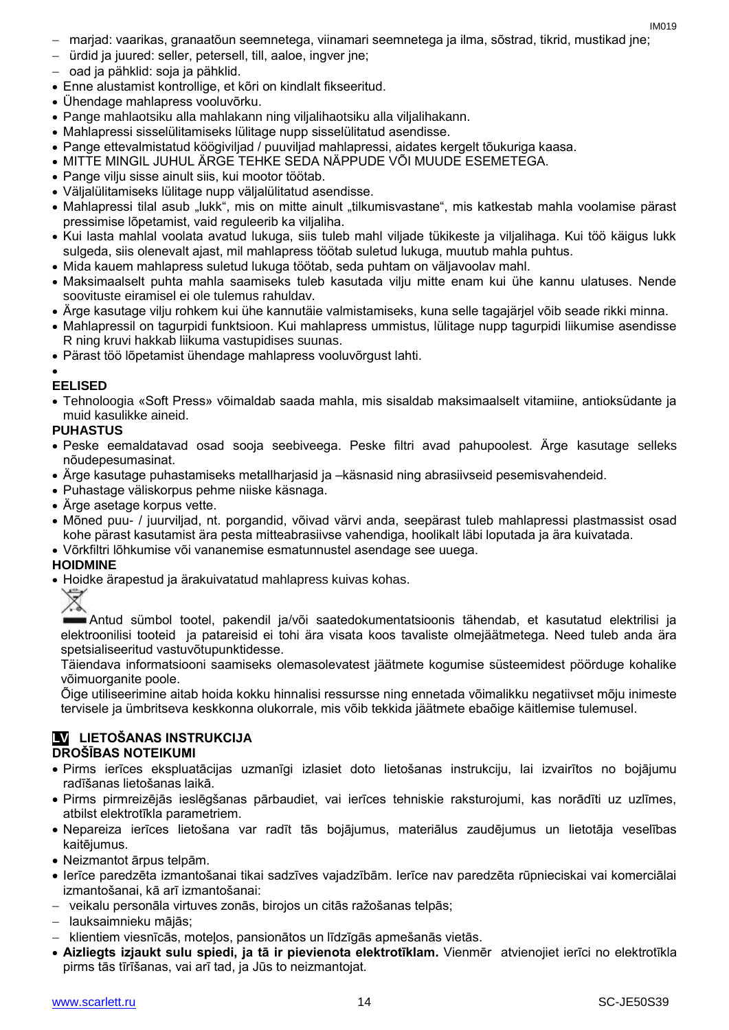- marjad: vaarikas, granaatõun seemnetega, viinamari seemnetega ja ilma, sõstrad, tikrid, mustikad jne;
- ürdid ja juured: seller, petersell, till, aaloe, ingver jne;
- oad ja pähklid: soja ja pähklid.

- Enne alustamist kontrollige, et kõri on kindlalt fikseeritud.
- Ühendage mahlapress vooluvõrku.
- Pange mahlaotsiku alla mahlakann ning viljalihaotsiku alla viljalihakann.
- Mahlapressi sisselülitamiseks lülitage nupp sisselülitatud asendisse.
- Pange ettevalmistatud köögiviljad / puuviljad mahlapressi, aidates kergelt tõukuriga kaasa.
- MITTE MINGIL JUHUL ÄRGE TEHKE SEDA NÄPPUDE VÕI MUUDE ESEMETEGA.
- Pange vilju sisse ainult siis, kui mootor töötab.
- Väljalülitamiseks lülitage nupp väljalülitatud asendisse.
- Mahlapressi tilal asub „lukk“, mis on mitte ainult „tilkumisvastane“, mis katkestab mahla voolamise pärast pressimise lõpetamist, vaid reguleerib ka viljaliha.
- Kui lasta mahlal voolata avatud lukuga, siis tuleb mahl viljade tükikeste ja viljalihaga. Kui töö käigus lukk sulgeda, siis olenevalt ajast, mil mahlapress töötab suletud lukuga, muutub mahla puhtus.
- Mida kauem mahlapress suletud lukuga töötab, seda puhtam on väljavoolav mahl.
- Maksimaalselt puhta mahla saamiseks tuleb kasutada vilju mitte enam kui ühe kannu ulatuses. Nende soovituste eiramisel ei ole tulemus rahuldav.
- Ärge kasutage vilju rohkem kui ühe kannutäie valmistamiseks, kuna selle tagajärjel võib seade rikki minna.
- Mahlapressil on tagurpidi funktsioon. Kui mahlapress ummistus, lülitage nupp tagurpidi liikumise asendisse R ning kruvi hakkab liikuma vastupidises suunas.
- Pärast töö lõpetamist ühendage mahlapress vooluvõrgust lahti.

**EELISED**

- Tehnoloogia «Soft Press» võimaldab saada mahla, mis sisaldab maksimaalselt vitamiine, antioksüdante ja muid kasulikke aineid.

**PUHASTUS**

- Peske eemaldatavad osad sooja seebiveega. Peske filtri avad pahupoolest. Ärge kasutage selleks nõudepesumasinat.
- Ärge kasutage puhastamiseks metallharjasid ja –käsnasid ning abrasiivseid pesemisvahendeid.
- Puhastage väliskorpus pehme niiske käsnaga.
- Ärge asetage korpus vette.
- Mõned puu- / juurviljad, nt. porgandid, võivad värvi anda, seepärast tuleb mahlapressi plastmassist osad kohe pärast kasutamist ära pesta mitteabrasiivse vahendiga, hoolikalt läbi loputada ja ära kuivatada.
- Võrkfiltri lõhkumise või vananemise esmatunnustel asendage see uuega.

**HOIDMINE**

- Hoidke ärapestud ja ärakuivatatud mahlapress kuivas kohas.

Antud sümbol tootel, pakendil ja/või saatedokumentatsioonis tähendab, et kasutatud elektrilisi ja elektroonilisi tooteid ja patareisid ei tohi ära visata koos tavaliste olmejäätmetega. Need tuleb anda ära spetsialiseeritud vastuvõtupunktidesse.

Täiendava informatsiooni saamiseks olemasolevatest jäätmete kogumise süsteemidest pöörduge kohalike võimuorganite poole.

Õige utiliseerimine aitab hoida kokku hinnalisi ressursse ning ennetada võimalikku negatiivset mõju inimeste tervisele ja ümbritseva keskkonna olukorrale, mis võib tekkida jäätmete ebaõige käitlemise tulemusel.

## LV LIETOŠANAS INSTRUKCIJA

**DROŠĪBAS NOTEIKUMI**

- Pirms ierīces ekspluatācijas uzmanīgi izlasiet doto lietošanas instrukciju, lai izvairītos no bojājumu radīšanas lietošanas laikā.
- Pirms pirmreizējās ieslēgšanas pārbaudiet, vai ierīces tehniskie raksturojumi, kas norādīti uz uzlīmes, atbilst elektrotīkla parametriem.
- Nepareiza ierīces lietošana var radīt tās bojājumus, materiālus zaudējumus un lietotāja veselības kaitējumus.
- Neizmantot ārpus telpām.
- Ierīce paredzēta izmantošanai tikai sadzīves vajadzībām. Ierīce nav paredzēta rūpnieciskai vai komerciālai izmantošanai, kā arī izmantošanai:
  - veikalu personāla virtuves zonās, birojos un citās ražošanas telpās;
  - lauksaimnieku mājās;
  - klientiem viesnīcās, moteļos, pansionātos un līdzīgās apmešanās vietās.
- **Aizliegts izjaukt sulu spiedi, ja tā ir pievienota elektrotīklam.** Vienmēr atvienojiet ierīci no elektrotīkla pirms tās tīrīšanas, vai arī tad, ja Jūs to neizmantojat.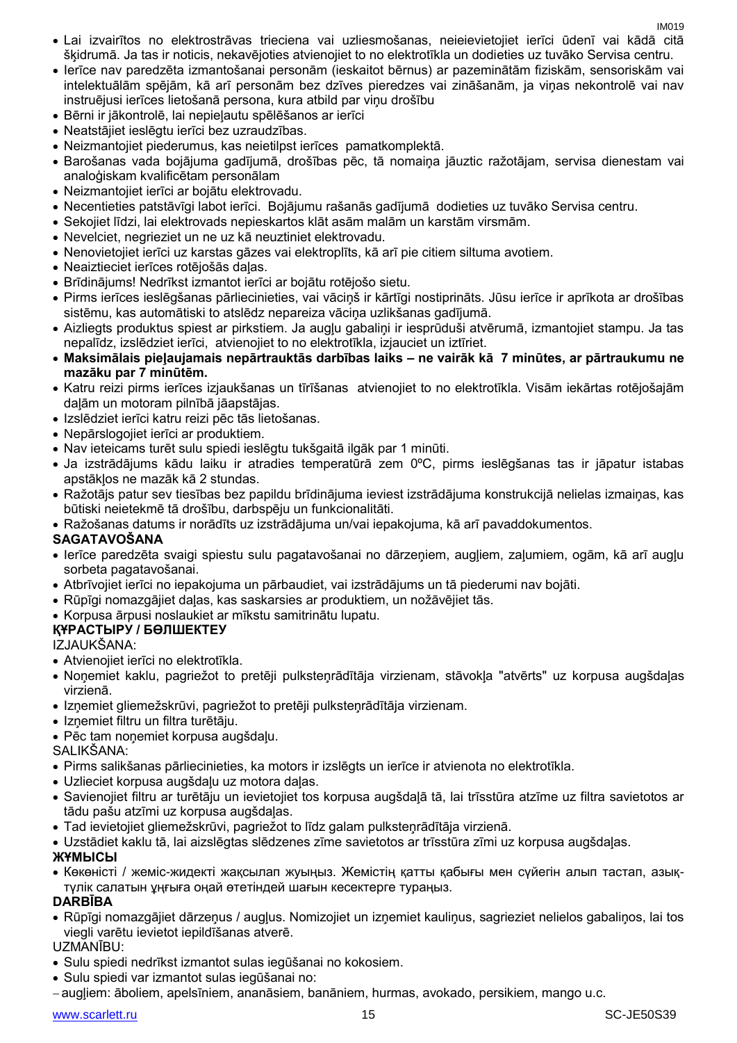- Lai izvairītos no elektrostrāvas trieciena vai uzliesmošanas, neieievietojiet ierīci ūdenī vai kādā citā šķidrumā. Ja tas ir noticis, nekavējoties atvienojiet to no elektrotīkla un dodieties uz tuvāko Servisa centru.
- Ierīce nav paredzēta izmantošanai personām (ieskaitot bērnus) ar pazeminātām fiziskām, sensoriskām vai intelektuālām spējām, kā arī personām bez dzīves pieredzes vai zināšanām, ja viņas nekontrolē vai nav instruējusi ierīces lietošanā persona, kura atbild par viņu drošību
- Bērni ir jākontrolē, lai nepieļautu spēlēšanos ar ierīci
- Neatstājiet ieslēgtu ierīci bez uzraudzības.
- Neizmantojiet piederumus, kas neietilpst ierīces pamatkomplektā.
- Barošanas vada bojājuma gadījumā, drošības pēc, tā nomaiņa jāuztic ražotājam, servisa dienestam vai analoģiskam kvalificētam personālam
- Neizmantojiet ierīci ar bojātu elektrovadu.
- Necentieties patstāvīgi labot ierīci. Bojājumu rašanās gadījumā dodieties uz tuvāko Servisa centru.
- Sekojiet līdzi, lai elektrovads nepieskartos klāt asām malām un karstām virsmām.
- Nevelciet, negrieziet un ne uz kā neuztiniet elektrovadu.
- Nenovietojiet ierīci uz karstas gāzes vai elektroplīts, kā arī pie citiem siltuma avotiem.
- Neaiztieciet ierīces rotējošās daļas.
- Brīdinājums! Nedrīkst izmantot ierīci ar bojātu rotējošo sietu.
- Pirms ierīces ieslēgšanas pārliecinieties, vai vāciņš ir kārtīgi nostiprināts. Jūsu ierīce ir aprīkota ar drošības sistēmu, kas automātiski to atslēdz nepareiza vāciņa uzlikšanas gadījumā.
- Aizliegts produktus spiest ar pirkstiem. Ja augļu gabaliņi ir iesprūduši atvērumā, izmantojiet stampu. Ja tas nepalīdz, izslēdziet ierīci, atvienojiet to no elektrotīkla, izjauciet un iztīriet.
- **Maksimālais pieļaujamais nepārtrauktās darbības laiks – ne vairāk kā 7 minūtes, ar pārtraukumu ne mazāku par 7 minūtēm.**
- Katru reizi pirms ierīces izjaukšanas un tīrīšanas atvienojiet to no elektrotīkla. Visām iekārtas rotējošajām daļām un motoram pilnībā jāapstājas.
- Izslēdziet ierīci katru reizi pēc tās lietošanas.
- Nepārslogojiet ierīci ar produktiem.
- Nav ieteicams turēt sulu spiedi ieslēgtu tukšgaitā ilgāk par 1 minūti.
- Ja izstrādājums kādu laiku ir atradies temperatūrā zem 0ºC, pirms ieslēgšanas tas ir jāpatur istabas apstākļos ne mazāk kā 2 stundas.
- Ražotājs patur sev tiesības bez papildu brīdinājuma ieviest izstrādājuma konstrukcijā nelielas izmaiņas, kas būtiski neietekmē tā drošību, darbspēju un funkcionalitāti.
- Ražošanas datums ir norādīts uz izstrādājuma un/vai iepakojuma, kā arī pavaddokumentos.

**SAGATAVOŠANA**

- Ierīce paredzēta svaigi spiestu sulu pagatavošanai no dārzeņiem, augļiem, zaļumiem, ogām, kā arī augļu sorbeta pagatavošanai.
- Atbrīvojiet ierīci no iepakojuma un pārbaudiet, vai izstrādājums un tā piederumi nav bojāti.
- Rūpīgi nomazgājiet daļas, kas saskarsies ar produktiem, un nožāvējiet tās.
- Korpusa ārpusi noslaukiet ar mīkstu samitrinātu lupatu.

**ҚҰРАСТЫРУ / БӨЛШЕКТЕУ**

IZJAUKŠANA:

- Atvienojiet ierīci no elektrotīkla.
- Noņemiet kaklu, pagriežot to pretēji pulksteņrādītāja virzienam, stāvokļa "atvērts" uz korpusa augšdaļas virzienā.
- Izņemiet gliemežskrūvi, pagriežot to pretēji pulksteņrādītāja virzienam.
- Izņemiet filtru un filtra turētāju.
- Pēc tam noņemiet korpusa augšdaļu.

SALIKŠANA:

- Pirms salikšanas pārliecinieties, ka motors ir izslēgts un ierīce ir atvienota no elektrotīkla.
- Uzlieciet korpusa augšdaļu uz motora daļas.
- Savienojiet filtru ar turētāju un ievietojiet tos korpusa augšdaļā tā, lai trīsstūra atzīme uz filtra savietotos ar tādu pašu atzīmi uz korpusa augšdaļas.
- Tad ievietojiet gliemežskrūvi, pagriežot to līdz galam pulksteņrādītāja virzienā.
- Uzstādiet kaklu tā, lai aizslēgtas slēdzenes zīme savietotos ar trīsstūra zīmi uz korpusa augšdaļas.

**ЖҰМЫСЫ**

- Көкөністі / жеміс-жидекті жақсылап жуыңыз. Жемістің қатты қабығы мен сүйегін алып тастап, азық-түлік салатын ұңғыға оңай өтетіндей шағын кесектерге тураңыз.

**DARBĪBA**

- Rūpīgi nomazgājiet dārzeņus / augļus. Nomizojiet un izņemiet kauliņus, sagrieziet nelielos gabaliņos, lai tos viegli varētu ievietot iepildīšanas atverē.

UZMANĪBU:

- Sulu spiedi nedrīkst izmantot sulas iegūšanai no kokosiem.
- Sulu spiedi var izmantot sulas iegūšanai no:

– augļiem: āboliem, apelsīniem, ananāsiem, banāniem, hurmas, avokado, persikiem, mango u.c.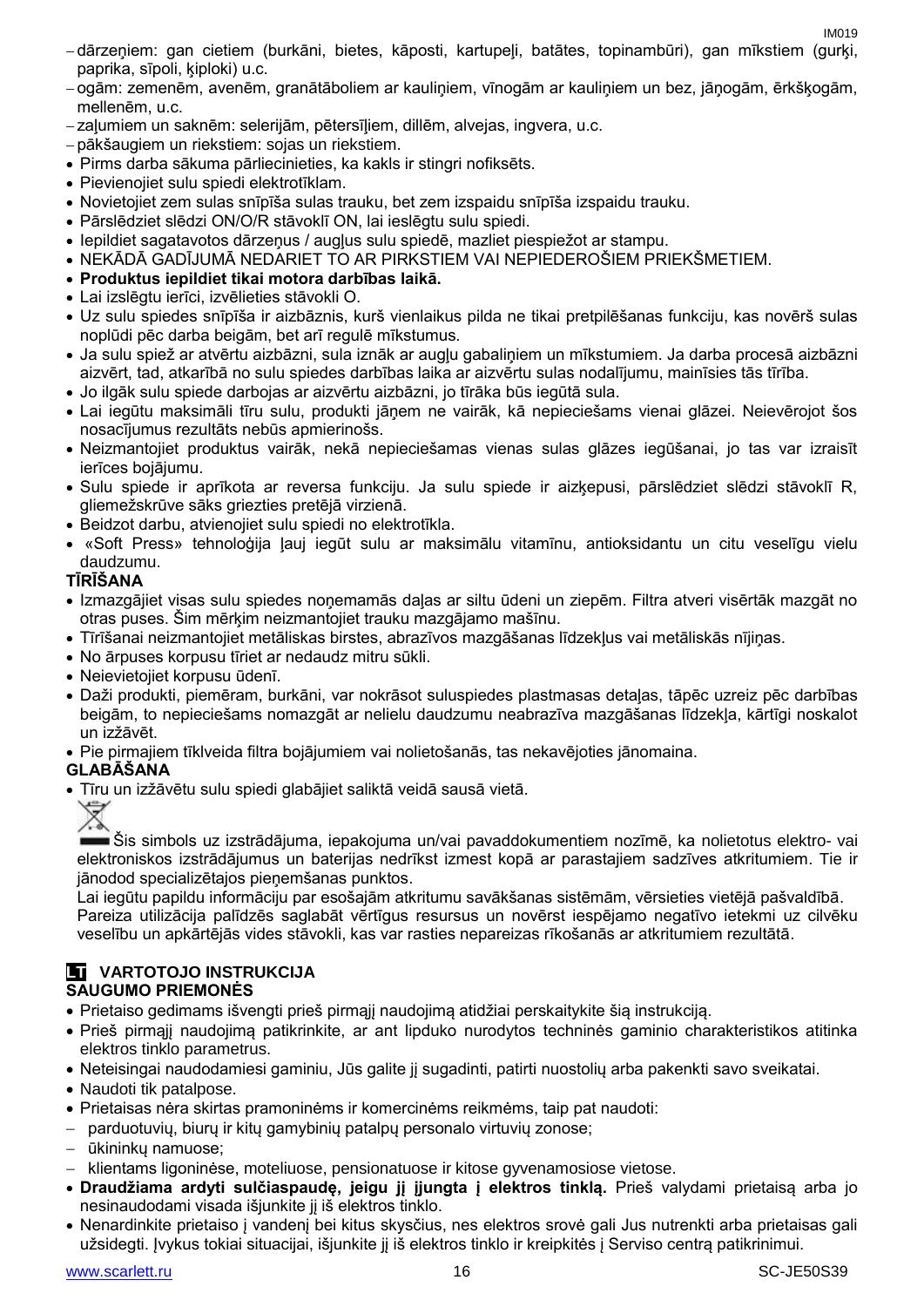– dārzeņiem: gan cietiem (burkāni, bietes, kāposti, kartupeļi, batātes, topinambūri), gan mīkstiem (gurķi, paprika, sīpoli, ķiploki) u.c.
– ogām: zemenēm, avenēm, granātāboliem ar kauliņiem, vīnogām ar kauliņiem un bez, jāņogām, ērkšķogām, mellenēm, u.c.
– zaļumiem un saknēm: selerijām, pētersīļiem, dillēm, alvejas, ingvera, u.c.
– pākšaugiem un riekstiem: sojas un riekstiem.

- Pirms darba sākuma pārliecinieties, ka kakls ir stingri nofiksēts.
- Pievienojiet sulu spiedi elektrotīklam.
- Novietojiet zem sulas snīpīša sulas trauku, bet zem izspaidu snīpīša izspaidu trauku.
- Pārslēdziet slēdzi ON/O/R stāvoklī ON, lai ieslēgtu sulu spiedi.
- Iepildiet sagatavotos dārzeņus / augļus sulu spiedē, mazliet piespiežot ar stampu.
- NEKĀDĀ GADĪJUMĀ NEDARIET TO AR PIRKSTIEM VAI NEPIEDEROŠIEM PRIEKŠMETIEM.
- **Produktus iepildiet tikai motora darbības laikā.**
- Lai izslēgtu ierīci, izvēlieties stāvokli O.
- Uz sulu spiedes snīpīša ir aizbāznis, kurš vienlaikus pilda ne tikai pretpilēšanas funkciju, kas novērš sulas noplūdi pēc darba beigām, bet arī regulē mīkstumus.
- Ja sulu spiež ar atvērtu aizbāzni, sula iznāk ar augļu gabaliņiem un mīkstumiem. Ja darba procesā aizbāzni aizvērt, tad, atkarībā no sulu spiedes darbības laika ar aizvērtu sulas nodalījumu, mainīsies tās tīrība.
- Jo ilgāk sulu spiede darbojas ar aizvērtu aizbāzni, jo tīrāka būs iegūtā sula.
- Lai iegūtu maksimāli tīru sulu, produkti jāņem ne vairāk, kā nepieciešams vienai glāzei. Neievērojot šos nosacījumus rezultāts nebūs apmierinošs.
- Neizmantojiet produktus vairāk, nekā nepieciešamas vienas sulas glāzes iegūšanai, jo tas var izraisīt ierīces bojājumu.
- Sulu spiede ir aprīkota ar reversa funkciju. Ja sulu spiede ir aizķepusi, pārslēdziet slēdzi stāvoklī R, gliemežskrūve sāks griezties pretējā virzienā.
- Beidzot darbu, atvienojiet sulu spiedi no elektrotīkla.
- «Soft Press» tehnoloģija ļauj iegūt sulu ar maksimālu vitamīnu, antioksidantu un citu veselīgu vielu daudzumu.

### TĪRĪŠANA

- Izmazgājiet visas sulu spiedes noņemamās daļas ar siltu ūdeni un ziepēm. Filtra atveri visērtāk mazgāt no otras puses. Šim mērķim neizmantojiet trauku mazgājamo mašīnu.
- Tīrīšanai neizmantojiet metāliskas birstes, abrazīvos mazgāšanas līdzekļus vai metāliskās nījiņas.
- No ārpuses korpusu tīriet ar nedaudz mitru sūkli.
- Neievietojiet korpusu ūdenī.
- Daži produkti, piemēram, burkāni, var nokrāsot suluspiedes plastmasas detaļas, tāpēc uzreiz pēc darbības beigām, to nepieciešams nomazgāt ar nelielu daudzumu neabrazīva mazgāšanas līdzekļa, kārtīgi noskalot un izžāvēt.
- Pie pirmajiem tīklveida filtra bojājumiem vai nolietošanās, tas nekavējoties jānomaina.

### GLABĀŠANA

- Tīru un izžāvētu sulu spiedi glabājiet saliktā veidā sausā vietā.

Šis simbols uz izstrādājuma, iepakojuma un/vai pavaddokumentiem nozīmē, ka nolietotus elektro- vai elektroniskos izstrādājumus un baterijas nedrīkst izmest kopā ar parastajiem sadzīves atkritumiem. Tie ir jānodod specializētajos pieņemšanas punktos.
Lai iegūtu papildu informāciju par esošajām atkritumu savākšanas sistēmām, vērsieties vietējā pašvaldībā.
Pareiza utilizācija palīdzēs saglabāt vērtīgus resursus un novērst iespējamo negatīvo ietekmi uz cilvēku veselību un apkārtējās vides stāvokli, kas var rasties nepareizas rīkošanās ar atkritumiem rezultātā.

## LT VARTOTOJO INSTRUKCIJA

### SAUGUMO PRIEMONĖS

- Prietaiso gedimams išvengti prieš pirmąjį naudojimą atidžiai perskaitykite šią instrukciją.
- Prieš pirmąjį naudojimą patikrinkite, ar ant lipduko nurodytos techninės gaminio charakteristikos atitinka elektros tinklo parametrus.
- Neteisingai naudodamiesi gaminiu, Jūs galite jį sugadinti, patirti nuostolių arba pakenkti savo sveikatai.
- Naudoti tik patalpose.
- Prietaisas nėra skirtas pramoninėms ir komercinėms reikmėms, taip pat naudoti:
  - parduotuvių, biurų ir kitų gamybinių patalpų personalo virtuvių zonose;
  - ūkininkų namuose;
  - klientams ligoninėse, moteliuose, pensionatuose ir kitose gyvenamosiose vietose.
- **Draudžiama ardyti sulčiaspaudę, jeigu ji įjungta į elektros tinklą.** Prieš valydami prietaisą arba jo nesinaudodami visada išjunkite jį iš elektros tinklo.
- Nenardinkite prietaiso į vandenį bei kitus skysčius, nes elektros srovė gali Jus nutrenkti arba prietaisas gali užsidegti. Įvykus tokiai situacijai, išjunkite jį iš elektros tinklo ir kreipkitės į Serviso centrą patikrinimui.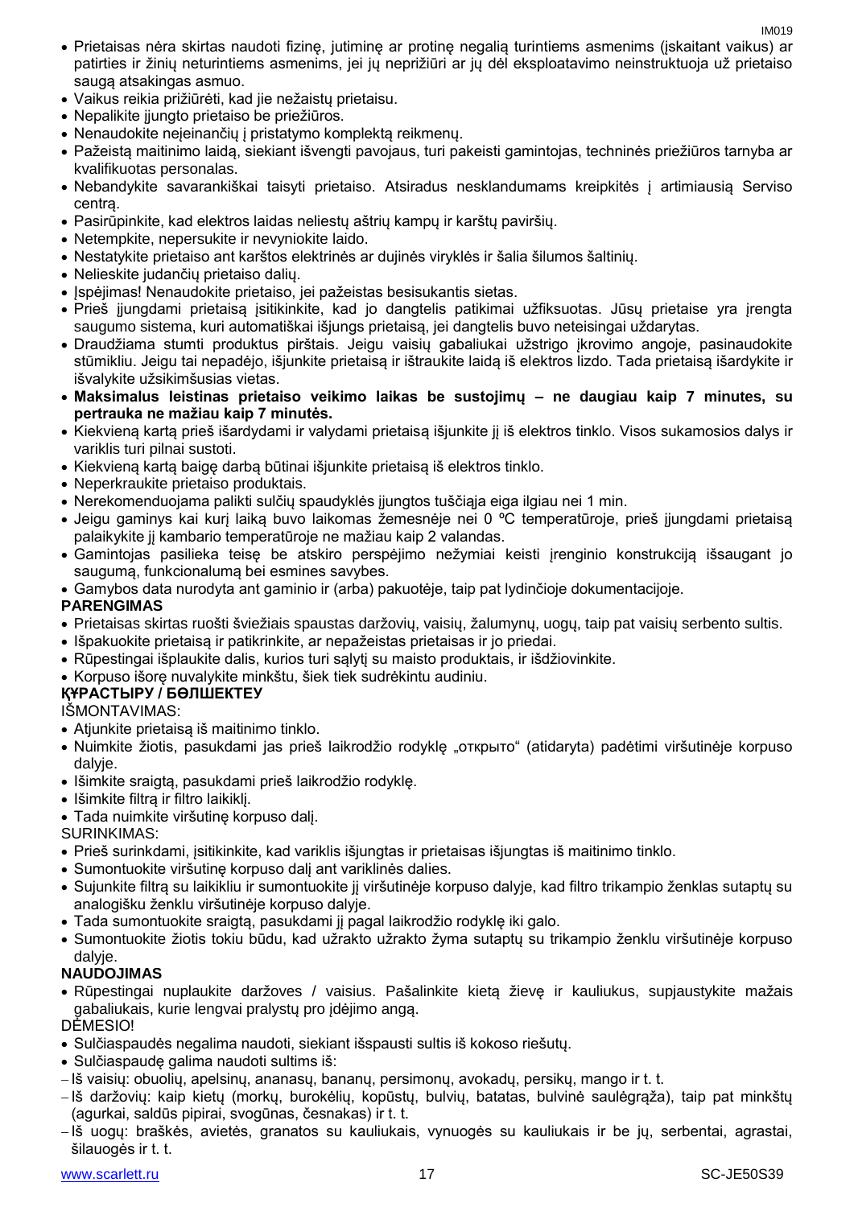- Prietaisas nėra skirtas naudoti fizinę, jutiminę ar protinę negalią turintiems asmenims (įskaitant vaikus) ar patirties ir žinių neturintiems asmenims, jei jų neprižiūri ar jų dėl eksploatavimo neinstruktuoja už prietaiso saugą atsakingas asmuo.
- Vaikus reikia prižiūrėti, kad jie nežaistų prietaisu.
- Nepalikite įjungto prietaiso be priežiūros.
- Nenaudokite neįeinančių į pristatymo komplektą reikmenų.
- Pažeistą maitinimo laidą, siekiant išvengti pavojaus, turi pakeisti gamintojas, techninės priežiūros tarnyba ar kvalifikuotas personalas.
- Nebandykite savarankiškai taisyti prietaiso. Atsiradus nesklandumams kreipkitės į artimiausią Serviso centrą.
- Pasirūpinkite, kad elektros laidas neliestų aštrių kampų ir karštų paviršių.
- Netempkite, nepersukite ir nevyniokite laido.
- Nestatykite prietaiso ant karštos elektrinės ar dujinės viryklės ir šalia šilumos šaltinių.
- Nelieskite judančių prietaiso dalių.
- Įspėjimas! Nenaudokite prietaiso, jei pažeistas besisukantis sietas.
- Prieš įjungdami prietaisą įsitikinkite, kad jo dangtelis patikimai užfiksuotas. Jūsų prietaise yra įrengta saugumo sistema, kuri automatiškai išjungs prietaisą, jei dangtelis buvo neteisingai uždarytas.
- Draudžiama stumti produktus pirštais. Jeigu vaisių gabaliukai užstrigo įkrovimo angoje, pasinaudokite stūmikliu. Jeigu tai nepadėjo, išjunkite prietaisą ir ištraukite laidą iš elektros lizdo. Tada prietaisą išardykite ir išvalykite užsikimšusias vietas.
- **Maksimalus leistinas prietaiso veikimo laikas be sustojimų – ne daugiau kaip 7 minutes, su pertrauka ne mažiau kaip 7 minutės.**
- Kiekvieną kartą prieš išardydami ir valydami prietaisą išjunkite jį iš elektros tinklo. Visos sukamosios dalys ir variklis turi pilnai sustoti.
- Kiekvieną kartą baigę darbą būtinai išjunkite prietaisą iš elektros tinklo.
- Neperkraukite prietaiso produktais.
- Nerekomenduojama palikti sulčių spaudyklės įjungtos tuščiąja eiga ilgiau nei 1 min.
- Jeigu gaminys kai kurį laiką buvo laikomas žemesnėje nei 0 ºC temperatūroje, prieš įjungdami prietaisą palaikykite jį kambario temperatūroje ne mažiau kaip 2 valandas.
- Gamintojas pasilieka teisę be atskiro perspėjimo nežymiai keisti įrenginio konstrukciją išsaugant jo saugumą, funkcionalumą bei esmines savybes.
- Gamybos data nurodyta ant gaminio ir (arba) pakuotėje, taip pat lydinčioje dokumentacijoje.

**PARENGIMAS**

- Prietaisas skirtas ruošti šviežiais spaustas daržovių, vaisių, žalumynų, uogų, taip pat vaisių serbento sultis.
- Išpakuokite prietaisą ir patikrinkite, ar nepažeistas prietaisas ir jo priedai.
- Rūpestingai išplaukite dalis, kurios turi sąlytį su maisto produktais, ir išdžiovinkite.
- Korpuso išorę nuvalykite minkštu, šiek tiek sudrėkintu audiniu.

**ҚҰРАСТЫРУ / БӨЛШЕКТЕУ**

IŠMONTAVIMAS:

- Atjunkite prietaisą iš maitinimo tinklo.
- Nuimkite žiotis, pasukdami jas prieš laikrodžio rodyklę „открыто“ (atidaryta) padėtimi viršutinėje korpuso dalyje.
- Išimkite sraigtą, pasukdami prieš laikrodžio rodyklę.
- Išimkite filtrą ir filtro laikiklį.
- Tada nuimkite viršutinę korpuso dalį.

SURINKIMAS:

- Prieš surinkdami, įsitikinkite, kad variklis išjungtas ir prietaisas išjungtas iš maitinimo tinklo.
- Sumontuokite viršutinę korpuso dalį ant variklinės dalies.
- Sujunkite filtrą su laikikliu ir sumontuokite jį viršutinėje korpuso dalyje, kad filtro trikampio ženklas sutaptų su analogišku ženklu viršutinėje korpuso dalyje.
- Tada sumontuokite sraigtą, pasukdami jį pagal laikrodžio rodyklę iki galo.
- Sumontuokite žiotis tokiu būdu, kad užrakto užrakto žyma sutaptų su trikampio ženklu viršutinėje korpuso dalyje.

**NAUDOJIMAS**

- Rūpestingai nuplaukite daržoves / vaisius. Pašalinkite kietą žievę ir kauliukus, supjaustykite mažais gabaliukais, kurie lengvai pralystų pro įdėjimo angą.

DĖMESIO!

- Sulčiaspaudės negalima naudoti, siekiant išspausti sultis iš kokoso riešutų.
- Sulčiaspaudę galima naudoti sultims iš:
  - Iš vaisių: obuolių, apelsinų, ananasų, bananų, persimonų, avokadų, persikų, mango ir t. t.
  - Iš daržovių: kaip kietų (morkų, burokėlių, kopūstų, bulvių, batatas, bulvinė saulėgrąža), taip pat minkštų (agurkai, saldūs pipirai, svogūnas, česnakas) ir t. t.
  - Iš uogų: braškės, avietės, granatos su kauliukais, vynuogės su kauliukais ir be jų, serbentai, agrastai, šilauogės ir t. t.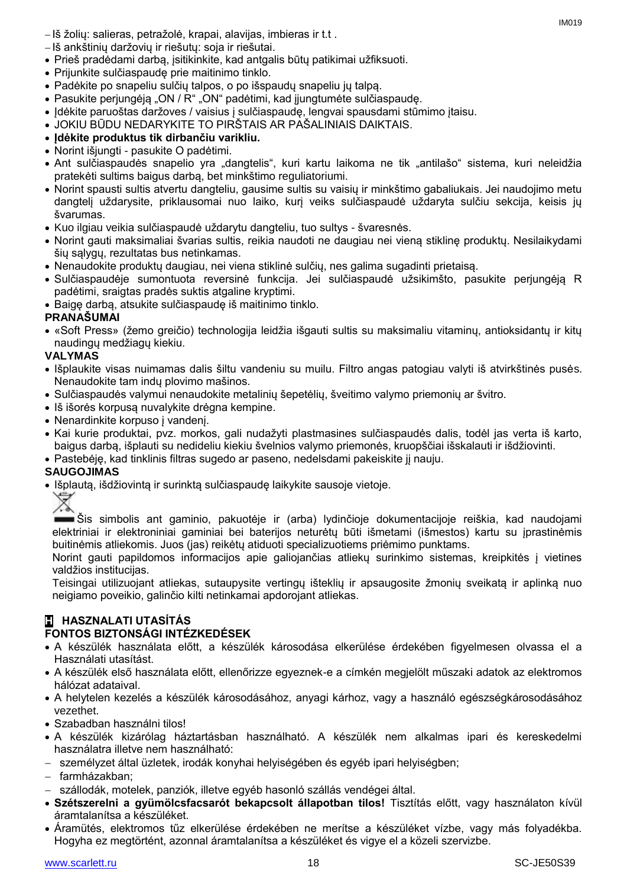– Iš žolių: salieras, petražolė, krapai, alavijas, imbieras ir t.t .
– Iš ankštinių daržovių ir riešutų: soja ir riešutai.

- Prieš pradėdami darbą, įsitikinkite, kad antgalis būtų patikimai užfiksuoti.
- Prijunkite sulčiaspaudę prie maitinimo tinklo.
- Padėkite po snapeliu sulčių talpos, o po išspaudų snapeliu jų talpą.
- Pasukite perjungėją „ON / R“ „ON“ padėtimi, kad įjungtumėte sulčiaspaudę.
- Įdėkite paruoštas daržoves / vaisius į sulčiaspaudę, lengvai spausdami stūmimo įtaisu.
- JOKIU BŪDU NEDARYKITE TO PIRŠTAIS AR PAŠALINIAIS DAIKTAIS.
- **Įdėkite produktus tik dirbančiu varikliu.**
- Norint išjungti - pasukite O padėtimi.
- Ant sulčiaspaudės snapelio yra „dangtelis“, kuri kartu laikoma ne tik „antilašo“ sistema, kuri neleidžia pratekėti sultims baigus darbą, bet minkštimo reguliatoriumi.
- Norint spausti sultis atvertu dangteliu, gausime sultis su vaisių ir minkštimo gabaliukais. Jei naudojimo metu dangtelį uždarysite, priklausomai nuo laiko, kurį veiks sulčiaspaudė uždaryta sulčiu sekcija, keisis jų švarumas.
- Kuo ilgiau veikia sulčiaspaudė uždarytu dangteliu, tuo sultys - švaresnės.
- Norint gauti maksimaliai švarias sultis, reikia naudoti ne daugiau nei vieną stiklinę produktų. Nesilaikydami šių sąlygų, rezultatas bus netinkamas.
- Nenaudokite produktų daugiau, nei viena stiklinė sulčių, nes galima sugadinti prietaisą.
- Sulčiaspaudėje sumontuota reversinė funkcija. Jei sulčiaspaudė užsikimšto, pasukite perjungėją R padėtimi, sraigtas pradės suktis atgaline kryptimi.
- Baigę darbą, atsukite sulčiaspaudę iš maitinimo tinklo.

**PRANAŠUMAI**

- «Soft Press» (žemo greičio) technologija leidžia išgauti sultis su maksimaliu vitaminų, antioksidantų ir kitų naudingų medžiagų kiekiu.

**VALYMAS**

- Išplaukite visas nuimamas dalis šiltu vandeniu su muilu. Filtro angas patogiau valyti iš atvirkštinės pusės. Nenaudokite tam indų plovimo mašinos.
- Sulčiaspaudės valymui nenaudokite metalinių šepetėlių, šveitimo valymo priemonių ar švitro.
- Iš išorės korpusą nuvalykite drėgna kempine.
- Nenardinkite korpuso į vandenį.
- Kai kurie produktai, pvz. morkos, gali nudažyti plastmasines sulčiaspaudės dalis, todėl jas verta iš karto, baigus darbą, išplauti su nedideliu kiekiu švelnios valymo priemonės, kruopščiai išskalauti ir išdžiovinti.
- Pastebėję, kad tinklinis filtras sugedo ar paseno, nedelsdami pakeiskite jį nauju.

**SAUGOJIMAS**

- Išplautą, išdžiovintą ir surinktą sulčiaspaudę laikykite sausoje vietoje.

Šis simbolis ant gaminio, pakuotėje ir (arba) lydinčioje dokumentacijoje reiškia, kad naudojami elektriniai ir elektroniniai gaminiai bei baterijos neturėtų būti išmetami (išmestos) kartu su įprastinėmis buitinėmis atliekomis. Juos (jas) reikėtų atiduoti specializuotiems priėmimo punktams.

Norint gauti papildomos informacijos apie galiojančias atliekų surinkimo sistemas, kreipkitės į vietines valdžios institucijas.

Teisingai utilizuojant atliekas, sutaupysite vertingų išteklių ir apsaugosite žmonių sveikatą ir aplinką nuo neigiamo poveikio, galinčio kilti netinkamai apdorojant atliekas.

## H HASZNALATI UTASÍTÁS

**FONTOS BIZTONSÁGI INTÉZKEDÉSEK**

- A készülék használata előtt, a készülék károsodása elkerülése érdekében figyelmesen olvassa el a Használati utasítást.
- A készülék első használata előtt, ellenőrizze egyeznek-e a címkén megjelölt műszaki adatok az elektromos hálózat adataival.
- A helytelen kezelés a készülék károsodásához, anyagi kárhoz, vagy a használó egészségkárosodásához vezethet.
- Szabadban használni tilos!
- A készülék kizárólag háztartásban használható. A készülék nem alkalmas ipari és kereskedelmi használatra illetve nem használható:
  - személyzet által üzletek, irodák konyhai helyiségében és egyéb ipari helyiségben;
  - farmházakban;
  - szállodák, motelek, panziók, illetve egyéb hasonló szállás vendégei által.
- **Szétszerelni a gyümölcsfacsarót bekapcsolt állapotban tilos!** Tisztítás előtt, vagy használaton kívül áramtalanítsa a készüléket.
- Áramütés, elektromos tűz elkerülése érdekében ne merítse a készüléket vízbe, vagy más folyadékba. Hogyha ez megtörtént, azonnal áramtalanítsa a készüléket és vigye el a közeli szervizbe.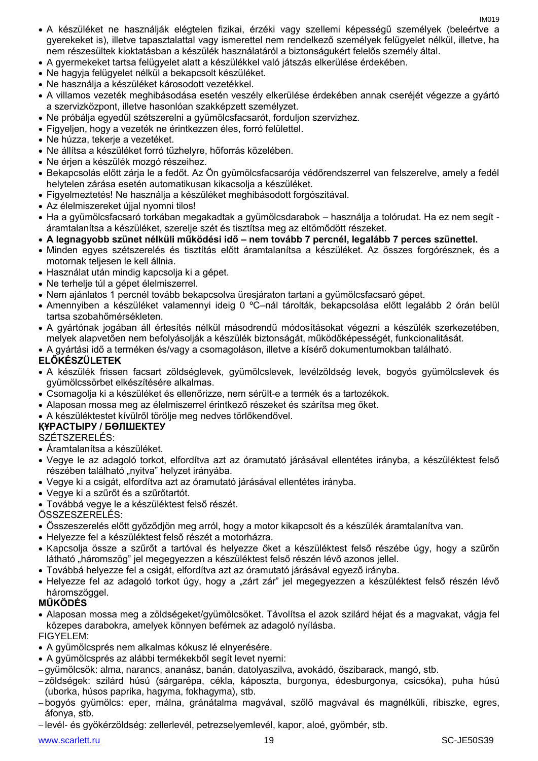- A készüléket ne használják elégtelen fizikai, érzéki vagy szellemi képességű személyek (beleértve a gyerekeket is), illetve tapasztalattal vagy ismerettel nem rendelkező személyek felügyelet nélkül, illetve, ha nem részesültek kioktatásban a készülék használatáról a biztonságukért felelős személy által.
- A gyermekeket tartsa felügyelet alatt a készülékkel való játszás elkerülése érdekében.
- Ne hagyja felügyelet nélkül a bekapcsolt készüléket.
- Ne használja a készüléket károsodott vezetékkel.
- A villamos vezeték meghibásodása esetén veszély elkerülése érdekében annak cseréjét végezze a gyártó a szervizközpont, illetve hasonlóan szakképzett személyzet.
- Ne próbálja egyedül szétszerelni a gyümölcsfacsarót, forduljon szervizhez.
- Figyeljen, hogy a vezeték ne érintkezzen éles, forró felülettel.
- Ne húzza, tekerje a vezetéket.
- Ne állítsa a készüléket forró tűzhelyre, hőforrás közelében.
- Ne érjen a készülék mozgó részeihez.
- Bekapcsolás előtt zárja le a fedőt. Az Ön gyümölcsfacsarója védőrendszerrel van felszerelve, amely a fedél helytelen zárása esetén automatikusan kikacsolja a készüléket.
- Figyelmeztetés! Ne használja a készüléket meghibásodott forgószitával.
- Az élelmiszereket ujjal nyomni tilos!
- Ha a gyümölcsfacsaró torkában megakadtak a gyümölcsdarabok – használja a tolórudat. Ha ez nem segít - áramtalanítsa a készüléket, szerelje szét és tisztítsa meg az eltömődött részeket.
- **A legnagyobb szünet nélküli működési idő – nem tovább 7 percnél, legalább 7 perces szünettel.**
- Minden egyes szétszerelés és tisztítás előtt áramtalanítsa a készüléket. Az összes forgórésznek, és a motornak teljesen le kell állnia.
- Használat után mindig kapcsolja ki a gépet.
- Ne terhelje túl a gépet élelmiszerrel.
- Nem ajánlatos 1 percnél tovább bekapcsolva üresjáraton tartani a gyümölcsfacsaró gépet.
- Amennyiben a készüléket valamennyi ideig 0 ºC–nál tárolták, bekapcsolása előtt legalább 2 órán belül tartsa szobahőmérsékleten.
- A gyártónak jogában áll értesítés nélkül másodrendű módosításokat végezni a készülék szerkezetében, melyek alapvetően nem befolyásolják a készülék biztonságát, működőképességét, funkcionalitását.
- A gyártási idő a terméken és/vagy a csomagoláson, illetve a kísérő dokumentumokban található.

**ELŐKÉSZÜLETEK**

- A készülék frissen facsart zöldséglevek, gyümölcslevek, levélzöldség levek, bogyós gyümölcslevek és gyümölcssörbet elkészítésére alkalmas.
- Csomagolja ki a készüléket és ellenőrizze, nem sérült-e a termék és a tartozékok.
- Alaposan mossa meg az élelmiszerrel érintkező részeket és szárítsa meg őket.
- A készüléktestet kívülről törölje meg nedves törlőkendővel.

**ҚҰРАСТЫРУ / БӨЛШЕКТЕУ**

SZÉTSZERELÉS:

- Áramtalanítsa a készüléket.
- Vegye le az adagoló torkot, elfordítva azt az óramutató járásával ellentétes irányba, a készüléktest felső részében található „nyitva" helyzet irányába.
- Vegye ki a csigát, elfordítva azt az óramutató járásával ellentétes irányba.
- Vegye ki a szűrőt és a szűrőtartót.
- Továbbá vegye le a készüléktest felső részét.

ÖSSZESZERELÉS:

- Összeszerelés előtt győződjön meg arról, hogy a motor kikapcsolt és a készülék áramtalanítva van.
- Helyezze fel a készüléktest felső részét a motorházra.
- Kapcsolja össze a szűrőt a tartóval és helyezze őket a készüléktest felső részébe úgy, hogy a szűrőn látható „háromszög" jel megegyezzen a készüléktest felső részén lévő azonos jellel.
- Továbbá helyezze fel a csigát, elfordítva azt az óramutató járásával egyező irányba.
- Helyezze fel az adagoló torkot úgy, hogy a „zárt zár" jel megegyezzen a készüléktest felső részén lévő háromszöggel.

**MŰKÖDÉS**

- Alaposan mossa meg a zöldségeket/gyümölcsöket. Távolítsa el azok szilárd héját és a magvakat, vágja fel közepes darabokra, amelyek könnyen beférnek az adagoló nyílásba.

FIGYELEM:

- A gyümölcsprés nem alkalmas kókusz lé elnyerésére.
- A gyümölcsprés az alábbi termékekből segít levet nyerni:
  - gyümölcsök: alma, narancs, ananász, banán, datolyaszilva, avokádó, őszibarack, mangó, stb.
  - zöldségek: szilárd húsú (sárgarépa, cékla, káposzta, burgonya, édesburgonya, csicsóka), puha húsú (uborka, húsos paprika, hagyma, fokhagyma), stb.
  - bogyós gyümölcs: eper, málna, gránátalma magvával, szőlő magvával és magnélküli, ribiszke, egres, áfonya, stb.
  - levél- és gyökérzöldség: zellerlevél, petrezselyemlevél, kapor, aloé, gyömbér, stb.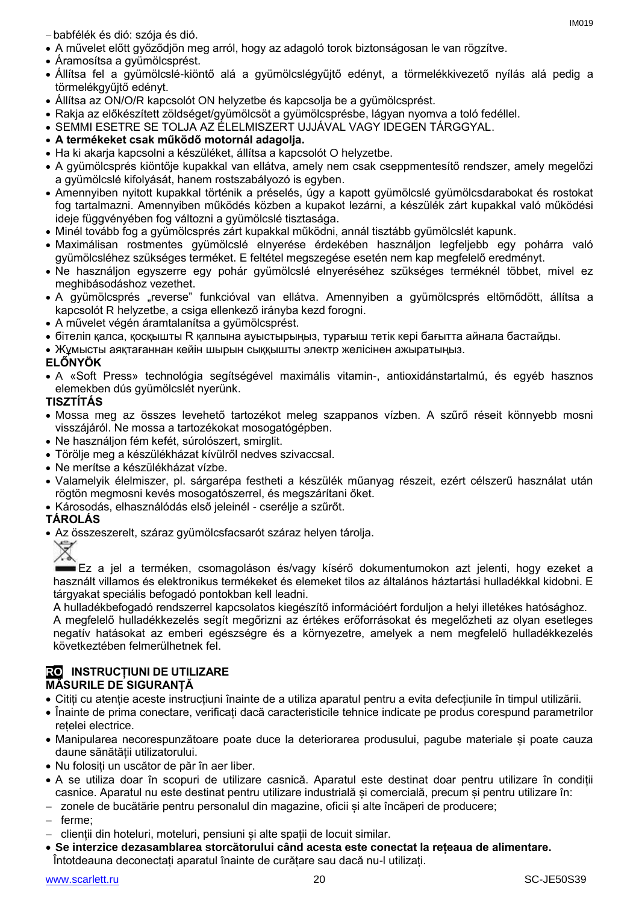– babfélék és dió: szója és dió.

- A művelet előtt győződjön meg arról, hogy az adagoló torok biztonságosan le van rögzítve.
- Áramosítsa a gyümölcsprést.
- Állítsa fel a gyümölcslé-kiöntő alá a gyümölcslégyűjtő edényt, a törmelékkivezető nyílás alá pedig a törmelékgyűjtő edényt.
- Állítsa az ON/O/R kapcsolót ON helyzetbe és kapcsolja be a gyümölcsprést.
- Rakja az előkészített zöldséget/gyümölcsöt a gyümölcsprésbe, lágyan nyomva a toló fedéllel.
- SEMMI ESETRE SE TOLJA AZ ÉLELMISZERT UJJÁVAL VAGY IDEGEN TÁRGGYAL.
- **A termékeket csak működő motornál adagolja.**
- Ha ki akarja kapcsolni a készüléket, állítsa a kapcsolót O helyzetbe.
- A gyümölcsprés kiöntője kupakkal van ellátva, amely nem csak cseppmentesítő rendszer, amely megelőzi a gyümölcslé kifolyását, hanem rostszabályozó is egyben.
- Amennyiben nyitott kupakkal történik a préselés, úgy a kapott gyümölcslé gyümölcsdarabokat és rostokat fog tartalmazni. Amennyiben működés közben a kupakot lezárni, a készülék zárt kupakkal való működési ideje függvényében fog változni a gyümölcslé tisztasága.
- Minél tovább fog a gyümölcsprés zárt kupakkal működni, annál tisztább gyümölcslét kapunk.
- Maximálisan rostmentes gyümölcslé elnyerése érdekében használjon legfeljebb egy pohárra való gyümölcsléhez szükséges terméket. E feltétel megszegése esetén nem kap megfelelő eredményt.
- Ne használjon egyszerre egy pohár gyümölcslé elnyeréséhez szükséges terméknél többet, mivel ez meghibásodáshoz vezethet.
- A gyümölcsprés „reverse” funkcióval van ellátva. Amennyiben a gyümölcsprés eltömődött, állítsa a kapcsolót R helyzetbe, a csiga ellenkező irányba kezd forogni.
- A művelet végén áramtalanítsa a gyümölcsprést.
- бітеліп қалса, қосқышты R қалпына ауыстырыңыз, тұрағыш тетік кері бағытта айнала бастайды.
- Жұмысты аяқтағаннан кейін шырын сыққышты электр желісінен ажыратыңыз.

**ELŐNYÖK**

- A «Soft Press» technológia segítségével maximális vitamin-, antioxidánstartalmú, és egyéb hasznos elemekben dús gyümölcslét nyerünk.

**TISZTÍTÁS**

- Mossa meg az összes levehető tartozékot meleg szappanos vízben. A szűrő réseit könnyebb mosni visszájáról. Ne mossa a tartozékokat mosogatógépben.
- Ne használjon fém kefét, súrolószert, smirglit.
- Törölje meg a készülékházat kívülről nedves szivaccsal.
- Ne merítse a készülékházat vízbe.
- Valamelyik élelmiszer, pl. sárgarépa festheti a készülék műanyag részeit, ezért célszerű használat után rögtön megmosni kevés mosogatószerrel, és megszárítani őket.
- Károsodás, elhasználódás első jeleinél - cserélje a szűrőt.

**TÁROLÁS**

- Az összeszerelt, száraz gyümölcsfacsarót száraz helyen tárolja.

Ez a jel a terméken, csomagoláson és/vagy kísérő dokumentumokon azt jelenti, hogy ezeket a használt villamos és elektronikus termékeket és elemeket tilos az általános háztartási hulladékkal kidobni. E tárgyakat speciális befogadó pontokban kell leadni.

A hulladékbefogadó rendszerrel kapcsolatos kiegészítő információért forduljon a helyi illetékes hatósághoz.

A megfelelő hulladékkezelés segít megőrizni az értékes erőforrásokat és megelőzheti az olyan esetleges negatív hatásokat az emberi egészségre és a környezetre, amelyek a nem megfelelő hulladékkezelés következtében felmerülhetnek fel.

## RO INSTRUCȚIUNI DE UTILIZARE

**MĂSURILE DE SIGURANȚĂ**

- Citiți cu atenție aceste instrucțiuni înainte de a utiliza aparatul pentru a evita defecțiunile în timpul utilizării.
- Înainte de prima conectare, verificați dacă caracteristicile tehnice indicate pe produs corespund parametrilor rețelei electrice.
- Manipularea necorespunzătoare poate duce la deteriorarea produsului, pagube materiale și poate cauza daune sănătății utilizatorului.
- Nu folosiți un uscător de păr în aer liber.
- A se utiliza doar în scopuri de utilizare casnică. Aparatul este destinat doar pentru utilizare în condiții casnice. Aparatul nu este destinat pentru utilizare industrială și comercială, precum și pentru utilizare în:
  - zonele de bucătărie pentru personalul din magazine, oficii și alte încăperi de producere;
  - ferme;
  - clienții din hoteluri, moteluri, pensiuni și alte spații de locuit similar.
- **Se interzice dezasamblarea storcătorului când acesta este conectat la rețeaua de alimentare.** Întotdeauna deconectați aparatul înainte de curățare sau dacă nu-l utilizați.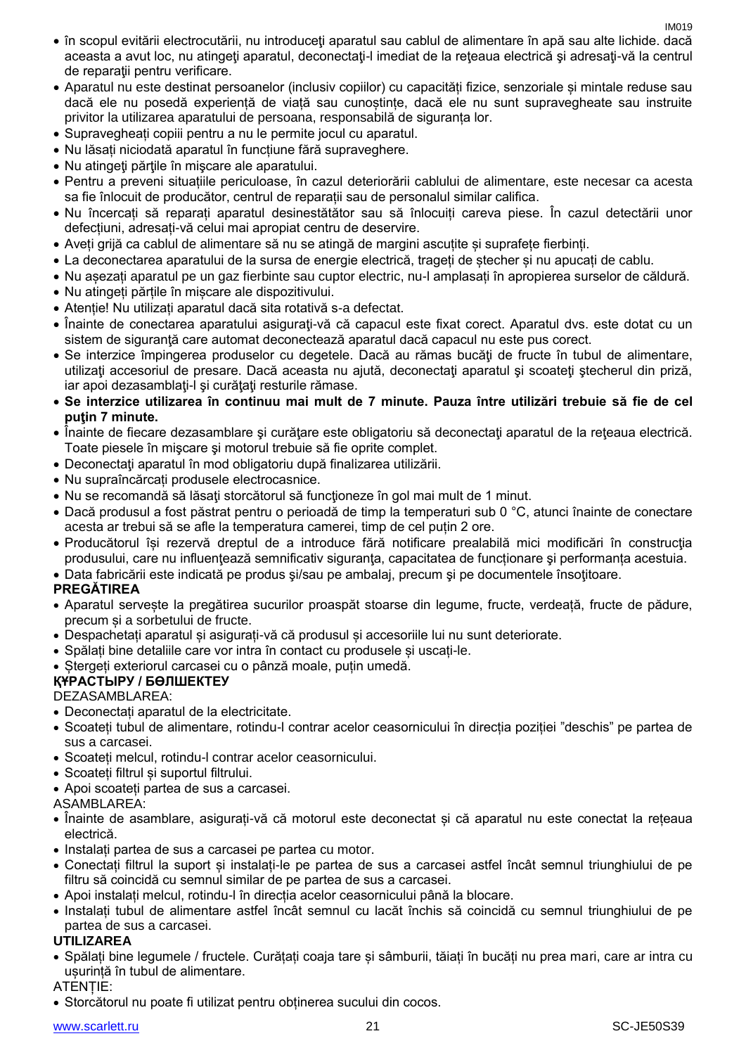- în scopul evitării electrocutării, nu introduceţi aparatul sau cablul de alimentare în apă sau alte lichide. dacă aceasta a avut loc, nu atingeţi aparatul, deconectaţi-l imediat de la reţeaua electrică şi adresaţi-vă la centrul de reparaţii pentru verificare.
- Aparatul nu este destinat persoanelor (inclusiv copiilor) cu capacități fizice, senzoriale și mintale reduse sau dacă ele nu posedă experiență de viață sau cunoștințe, dacă ele nu sunt supravegheate sau instruite privitor la utilizarea aparatului de persoana, responsabilă de siguranța lor.
- Supravegheați copiii pentru a nu le permite jocul cu aparatul.
- Nu lăsați niciodată aparatul în funcțiune fără supraveghere.
- Nu atingeţi părţile în mişcare ale aparatului.
- Pentru a preveni situațiile periculoase, în cazul deteriorării cablului de alimentare, este necesar ca acesta sa fie înlocuit de producător, centrul de reparații sau de personalul similar califica.
- Nu încercați să reparați aparatul desinestătător sau să înlocuiți careva piese. În cazul detectării unor defecțiuni, adresați-vă celui mai apropiat centru de deservire.
- Aveți grijă ca cablul de alimentare să nu se atingă de margini ascuțite și suprafețe fierbinți.
- La deconectarea aparatului de la sursa de energie electrică, trageți de ștecher și nu apucați de cablu.
- Nu așezați aparatul pe un gaz fierbinte sau cuptor electric, nu-l amplasați în apropierea surselor de căldură.
- Nu atingeți părțile în mișcare ale dispozitivului.
- Atenție! Nu utilizați aparatul dacă sita rotativă s-a defectat.
- Înainte de conectarea aparatului asiguraţi-vă că capacul este fixat corect. Aparatul dvs. este dotat cu un sistem de siguranţă care automat deconectează aparatul dacă capacul nu este pus corect.
- Se interzice împingerea produselor cu degetele. Dacă au rămas bucăţi de fructe în tubul de alimentare, utilizaţi accesoriul de presare. Dacă aceasta nu ajută, deconectaţi aparatul şi scoateţi ştecherul din priză, iar apoi dezasamblaţi-l şi curăţaţi resturile rămase.
- **Se interzice utilizarea în continuu mai mult de 7 minute. Pauza între utilizări trebuie să fie de cel puţin 7 minute.**
- Înainte de fiecare dezasamblare şi curăţare este obligatoriu să deconectaţi aparatul de la reţeaua electrică. Toate piesele în mişcare şi motorul trebuie să fie oprite complet.
- Deconectaţi aparatul în mod obligatoriu după finalizarea utilizării.
- Nu supraîncărcați produsele electrocasnice.
- Nu se recomandă să lăsaţi storcătorul să funcţioneze în gol mai mult de 1 minut.
- Dacă produsul a fost păstrat pentru o perioadă de timp la temperaturi sub 0 °C, atunci înainte de conectare acesta ar trebui să se afle la temperatura camerei, timp de cel puțin 2 ore.
- Producătorul își rezervă dreptul de a introduce fără notificare prealabilă mici modificări în construcţia produsului, care nu influenţează semnificativ siguranţa, capacitatea de funcționare şi performanța acestuia.
- Data fabricării este indicată pe produs şi/sau pe ambalaj, precum şi pe documentele însoţitoare.

**PREGĂTIREA**

- Aparatul servește la pregătirea sucurilor proaspăt stoarse din legume, fructe, verdeață, fructe de pădure, precum și a sorbetului de fructe.
- Despachetați aparatul și asigurați-vă că produsul și accesoriile lui nu sunt deteriorate.
- Spălați bine detaliile care vor intra în contact cu produsele și uscați-le.
- Ștergeți exteriorul carcasei cu o pânză moale, puțin umedă.

**ҚҰРАСТЫРУ / БӨЛШЕКТЕУ**

DEZASAMBLAREA:

- Deconectați aparatul de la electricitate.
- Scoateți tubul de alimentare, rotindu-l contrar acelor ceasornicului în direcția poziției "deschis" pe partea de sus a carcasei.
- Scoateți melcul, rotindu-l contrar acelor ceasornicului.
- Scoateți filtrul și suportul filtrului.
- Apoi scoateți partea de sus a carcasei.

ASAMBLAREA:

- Înainte de asamblare, asigurați-vă că motorul este deconectat și că aparatul nu este conectat la rețeaua electrică.
- Instalați partea de sus a carcasei pe partea cu motor.
- Conectați filtrul la suport și instalați-le pe partea de sus a carcasei astfel încât semnul triunghiului de pe filtru să coincidă cu semnul similar de pe partea de sus a carcasei.
- Apoi instalați melcul, rotindu-l în direcția acelor ceasornicului până la blocare.
- Instalați tubul de alimentare astfel încât semnul cu lacăt închis să coincidă cu semnul triunghiului de pe partea de sus a carcasei.

**UTILIZAREA**

- Spălați bine legumele / fructele. Curățați coaja tare și sâmburii, tăiați în bucăți nu prea mari, care ar intra cu ușurință în tubul de alimentare.

ATENȚIE:

- Storcătorul nu poate fi utilizat pentru obținerea sucului din cocos.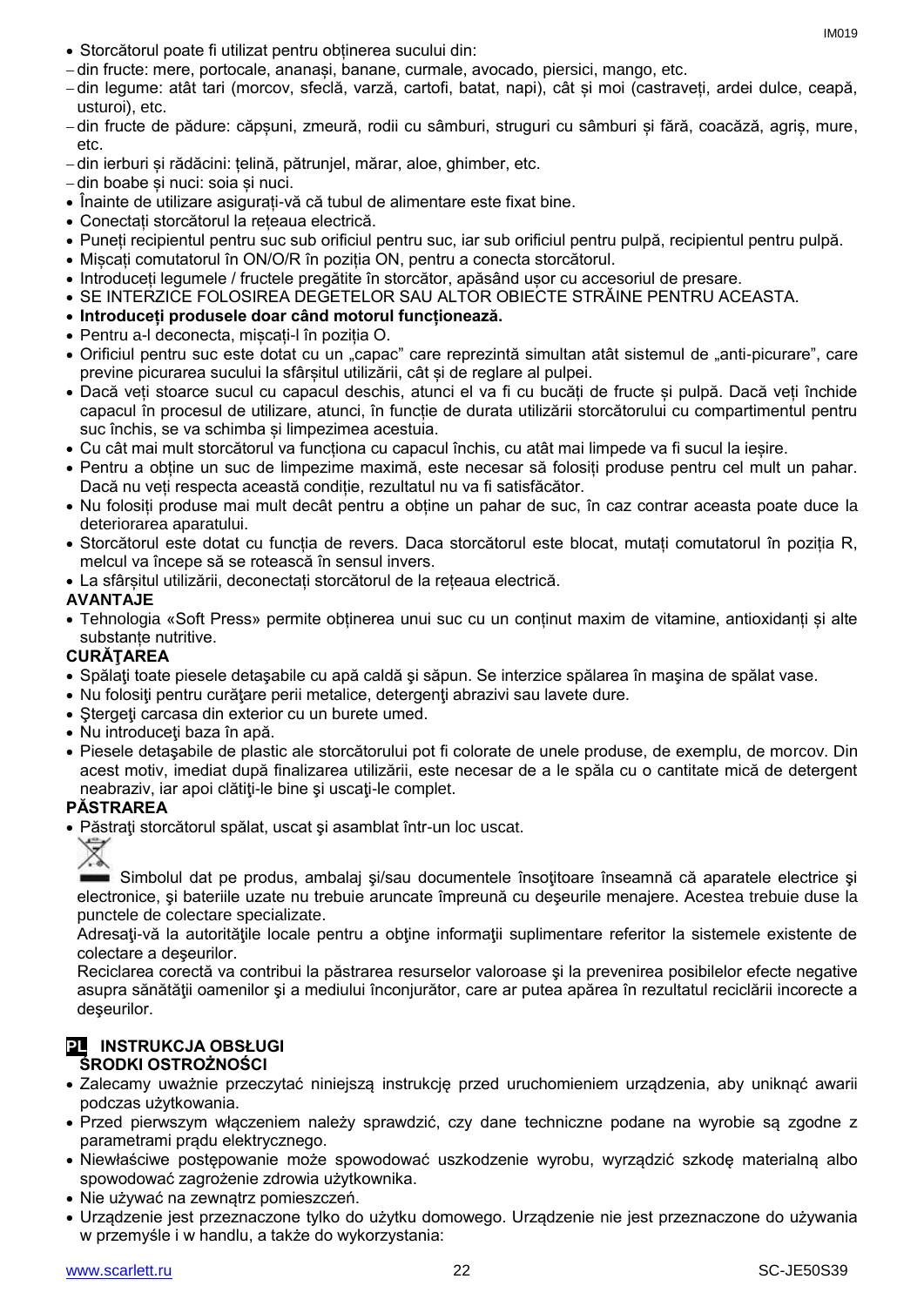- Storcătorul poate fi utilizat pentru obținerea sucului din:
  - din fructe: mere, portocale, ananași, banane, curmale, avocado, piersici, mango, etc.
  - din legume: atât tari (morcov, sfeclă, varză, cartofi, batat, napi), cât și moi (castraveți, ardei dulce, ceapă, usturoi), etc.
  - din fructe de pădure: căpșuni, zmeură, rodii cu sâmburi, struguri cu sâmburi și fără, coacăză, agriș, mure, etc.
  - din ierburi și rădăcini: țelină, pătrunjel, mărar, aloe, ghimber, etc.
  - din boabe și nuci: soia și nuci.
- Înainte de utilizare asigurați-vă că tubul de alimentare este fixat bine.
- Conectați storcătorul la rețeaua electrică.
- Puneți recipientul pentru suc sub orificiul pentru suc, iar sub orificiul pentru pulpă, recipientul pentru pulpă.
- Mișcați comutatorul în ON/O/R în poziția ON, pentru a conecta storcătorul.
- Introduceți legumele / fructele pregătite în storcător, apăsând ușor cu accesoriul de presare.
- SE INTERZICE FOLOSIREA DEGETELOR SAU ALTOR OBIECTE STRĂINE PENTRU ACEASTA.
- **Introduceți produsele doar când motorul funcționează.**
- Pentru a-l deconecta, mișcați-l în poziția O.
- Orificiul pentru suc este dotat cu un „capac" care reprezintă simultan atât sistemul de „anti-picurare", care previne picurarea sucului la sfârșitul utilizării, cât și de reglare al pulpei.
- Dacă veți stoarce sucul cu capacul deschis, atunci el va fi cu bucăți de fructe și pulpă. Dacă veți închide capacul în procesul de utilizare, atunci, în funcție de durata utilizării storcătorului cu compartimentul pentru suc închis, se va schimba și limpezimea acestuia.
- Cu cât mai mult storcătorul va funcționa cu capacul închis, cu atât mai limpede va fi sucul la ieșire.
- Pentru a obține un suc de limpezime maximă, este necesar să folosiți produse pentru cel mult un pahar. Dacă nu veți respecta această condiție, rezultatul nu va fi satisfăcător.
- Nu folosiți produse mai mult decât pentru a obține un pahar de suc, în caz contrar aceasta poate duce la deteriorarea aparatului.
- Storcătorul este dotat cu funcția de revers. Daca storcătorul este blocat, mutați comutatorul în poziția R, melcul va începe să se rotească în sensul invers.
- La sfârșitul utilizării, deconectați storcătorul de la rețeaua electrică.

**AVANTAJE**

- Tehnologia «Soft Press» permite obținerea unui suc cu un conținut maxim de vitamine, antioxidanți și alte substanțe nutritive.

**CURĂŢAREA**

- Spălaţi toate piesele detaşabile cu apă caldă şi săpun. Se interzice spălarea în maşina de spălat vase.
- Nu folosiţi pentru curăţare perii metalice, detergenţi abrazivi sau lavete dure.
- Ştergeţi carcasa din exterior cu un burete umed.
- Nu introduceţi baza în apă.
- Piesele detașabile de plastic ale storcătorului pot fi colorate de unele produse, de exemplu, de morcov. Din acest motiv, imediat după finalizarea utilizării, este necesar de a le spăla cu o cantitate mică de detergent neabraziv, iar apoi clătiți-le bine şi uscaţi-le complet.

**PĂSTRAREA**

- Păstraţi storcătorul spălat, uscat şi asamblat într-un loc uscat.

Simbolul dat pe produs, ambalaj şi/sau documentele însoţitoare înseamnă că aparatele electrice şi electronice, şi bateriile uzate nu trebuie aruncate împreună cu deşeurile menajere. Acestea trebuie duse la punctele de colectare specializate.

Adresaţi-vă la autorităţile locale pentru a obţine informaţii suplimentare referitor la sistemele existente de colectare a deşeurilor.

Reciclarea corectă va contribui la păstrarea resurselor valoroase şi la prevenirea posibilelor efecte negative asupra sănătăţii oamenilor şi a mediului înconjurător, care ar putea apărea în rezultatul reciclării incorecte a deşeurilor.

## PL INSTRUKCJA OBSŁUGI

**ŚRODKI OSTROŻNOŚCI**

- Zalecamy uważnie przeczytać niniejszą instrukcję przed uruchomieniem urządzenia, aby uniknąć awarii podczas użytkowania.
- Przed pierwszym włączeniem należy sprawdzić, czy dane techniczne podane na wyrobie są zgodne z parametrami prądu elektrycznego.
- Niewłaściwe postępowanie może spowodować uszkodzenie wyrobu, wyrządzić szkodę materialną albo spowodować zagrożenie zdrowia użytkownika.
- Nie używać na zewnątrz pomieszczeń.
- Urządzenie jest przeznaczone tylko do użytku domowego. Urządzenie nie jest przeznaczone do używania w przemyśle i w handlu, a także do wykorzystania: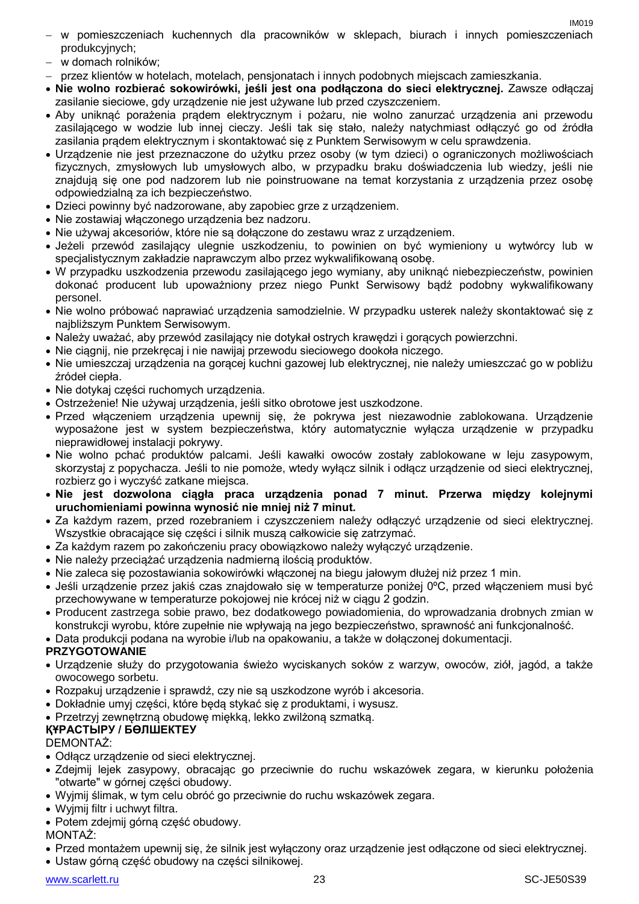- w pomieszczeniach kuchennych dla pracowników w sklepach, biurach i innych pomieszczeniach produkcyjnych;
- w domach rolników;
- przez klientów w hotelach, motelach, pensjonatach i innych podobnych miejscach zamieszkania.

- **Nie wolno rozbierać sokowirówki, jeśli jest ona podłączona do sieci elektrycznej.** Zawsze odłączaj zasilanie sieciowe, gdy urządzenie nie jest używane lub przed czyszczeniem.
- Aby uniknąć porażenia prądem elektrycznym i pożaru, nie wolno zanurzać urządzenia ani przewodu zasilającego w wodzie lub innej cieczy. Jeśli tak się stało, należy natychmiast odłączyć go od źródła zasilania prądem elektrycznym i skontaktować się z Punktem Serwisowym w celu sprawdzenia.
- Urządzenie nie jest przeznaczone do użytku przez osoby (w tym dzieci) o ograniczonych możliwościach fizycznych, zmysłowych lub umysłowych albo, w przypadku braku doświadczenia lub wiedzy, jeśli nie znajdują się one pod nadzorem lub nie poinstruowane na temat korzystania z urządzenia przez osobę odpowiedzialną za ich bezpieczeństwo.
- Dzieci powinny być nadzorowane, aby zapobiec grze z urządzeniem.
- Nie zostawiaj włączonego urządzenia bez nadzoru.
- Nie używaj akcesoriów, które nie są dołączone do zestawu wraz z urządzeniem.
- Jeżeli przewód zasilający ulegnie uszkodzeniu, to powinien on być wymieniony u wytwórcy lub w specjalistycznym zakładzie naprawczym albo przez wykwalifikowaną osobę.
- W przypadku uszkodzenia przewodu zasilającego jego wymiany, aby uniknąć niebezpieczeństw, powinien dokonać producent lub upoważniony przez niego Punkt Serwisowy bądź podobny wykwalifikowany personel.
- Nie wolno próbować naprawiać urządzenia samodzielnie. W przypadku usterek należy skontaktować się z najbliższym Punktem Serwisowym.
- Należy uważać, aby przewód zasilający nie dotykał ostrych krawędzi i gorących powierzchni.
- Nie ciągnij, nie przekręcaj i nie nawijaj przewodu sieciowego dookoła niczego.
- Nie umieszczaj urządzenia na gorącej kuchni gazowej lub elektrycznej, nie należy umieszczać go w pobliżu źródeł ciepła.
- Nie dotykaj części ruchomych urządzenia.
- Ostrzeżenie! Nie używaj urządzenia, jeśli sitko obrotowe jest uszkodzone.
- Przed włączeniem urządzenia upewnij się, że pokrywa jest niezawodnie zablokowana. Urządzenie wyposażone jest w system bezpieczeństwa, który automatycznie wyłącza urządzenie w przypadku nieprawidłowej instalacji pokrywy.
- Nie wolno pchać produktów palcami. Jeśli kawałki owoców zostały zablokowane w leju zasypowym, skorzystaj z popychacza. Jeśli to nie pomoże, wtedy wyłącz silnik i odłącz urządzenie od sieci elektrycznej, rozbierz go i wyczyść zatkane miejsca.
- **Nie jest dozwolona ciągła praca urządzenia ponad 7 minut. Przerwa między kolejnymi uruchomieniami powinna wynosić nie mniej niż 7 minut.**
- Za każdym razem, przed rozebraniem i czyszczeniem należy odłączyć urządzenie od sieci elektrycznej. Wszystkie obracające się części i silnik muszą całkowicie się zatrzymać.
- Za każdym razem po zakończeniu pracy obowiązkowo należy wyłączyć urządzenie.
- Nie należy przeciążać urządzenia nadmierną ilością produktów.
- Nie zaleca się pozostawiania sokowirówki włączonej na biegu jałowym dłużej niż przez 1 min.
- Jeśli urządzenie przez jakiś czas znajdowało się w temperaturze poniżej 0ºC, przed włączeniem musi być przechowywane w temperaturze pokojowej nie krócej niż w ciągu 2 godzin.
- Producent zastrzega sobie prawo, bez dodatkowego powiadomienia, do wprowadzania drobnych zmian w konstrukcji wyrobu, które zupełnie nie wpływają na jego bezpieczeństwo, sprawność ani funkcjonalność.
- Data produkcji podana na wyrobie i/lub na opakowaniu, a także w dołączonej dokumentacji.

**PRZYGOTOWANIE**

- Urządzenie służy do przygotowania świeżo wyciskanych soków z warzyw, owoców, ziół, jagód, a także owocowego sorbetu.
- Rozpakuj urządzenie i sprawdź, czy nie są uszkodzone wyrób i akcesoria.
- Dokładnie umyj części, które będą stykać się z produktami, i wysusz.
- Przetrzyj zewnętrzną obudowę miękką, lekko zwilżoną szmatką.

**ҚҰРАСТЫРУ / БӨЛШЕКТЕУ**

DEMONTAŻ:

- Odłącz urządzenie od sieci elektrycznej.
- Zdejmij lejek zasypowy, obracając go przeciwnie do ruchu wskazówek zegara, w kierunku położenia "otwarte" w górnej części obudowy.
- Wyjmij ślimak, w tym celu obróć go przeciwnie do ruchu wskazówek zegara.
- Wyjmij filtr i uchwyt filtra.
- Potem zdejmij górną część obudowy.

MONTAŻ:

- Przed montażem upewnij się, że silnik jest wyłączony oraz urządzenie jest odłączone od sieci elektrycznej.
- Ustaw górną część obudowy na części silnikowej.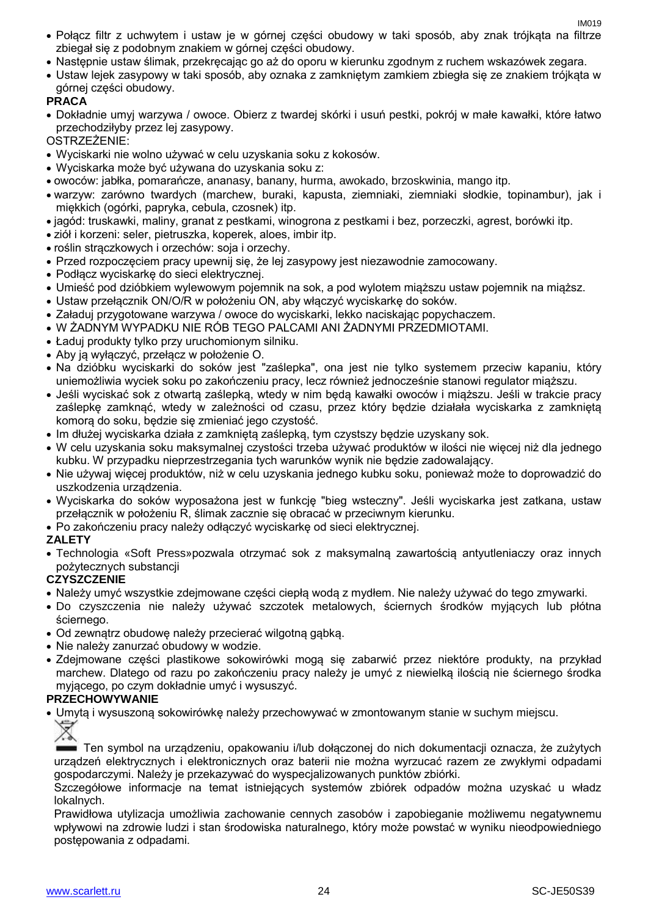- Połącz filtr z uchwytem i ustaw je w górnej części obudowy w taki sposób, aby znak trójkąta na filtrze zbiegał się z podobnym znakiem w górnej części obudowy.
- Następnie ustaw ślimak, przekręcając go aż do oporu w kierunku zgodnym z ruchem wskazówek zegara.
- Ustaw lejek zasypowy w taki sposób, aby oznaka z zamkniętym zamkiem zbiegła się ze znakiem trójkąta w górnej części obudowy.

**PRACA**

- Dokładnie umyj warzywa / owoce. Obierz z twardej skórki i usuń pestki, pokrój w małe kawałki, które łatwo przechodziłyby przez lej zasypowy.

OSTRZEŻENIE:

- Wyciskarki nie wolno używać w celu uzyskania soku z kokosów.
- Wyciskarka może być używana do uzyskania soku z:
- owoców: jabłka, pomarańcze, ananasy, banany, hurma, awokado, brzoskwinia, mango itp.
- warzyw: zarówno twardych (marchew, buraki, kapusta, ziemniaki, ziemniaki słodkie, topinambur), jak i miękkich (ogórki, papryka, cebula, czosnek) itp.
- jagód: truskawki, maliny, granat z pestkami, winogrona z pestkami i bez, porzeczki, agrest, borówki itp.
- ziół i korzeni: seler, pietruszka, koperek, aloes, imbir itp.
- roślin strączkowych i orzechów: soja i orzechy.
- Przed rozpoczęciem pracy upewnij się, że lej zasypowy jest niezawodnie zamocowany.
- Podłącz wyciskarkę do sieci elektrycznej.
- Umieść pod dzióbkiem wylewowym pojemnik na sok, a pod wylotem miąższu ustaw pojemnik na miąższ.
- Ustaw przełącznik ON/O/R w położeniu ON, aby włączyć wyciskarkę do soków.
- Załaduj przygotowane warzywa / owoce do wyciskarki, lekko naciskając popychaczem.
- W ŻADNYM WYPADKU NIE RÓB TEGO PALCAMI ANI ŻADNYMI PRZEDMIOTAMI.
- Ładuj produkty tylko przy uruchomionym silniku.
- Aby ją wyłączyć, przełącz w położenie O.
- Na dzióbku wyciskarki do soków jest "zaślepka", ona jest nie tylko systemem przeciw kapaniu, który uniemożliwia wyciek soku po zakończeniu pracy, lecz również jednocześnie stanowi regulator miąższu.
- Jeśli wyciskać sok z otwartą zaślepką, wtedy w nim będą kawałki owoców i miąższu. Jeśli w trakcie pracy zaślepkę zamknąć, wtedy w zależności od czasu, przez który będzie działała wyciskarka z zamkniętą komorą do soku, będzie się zmieniać jego czystość.
- Im dłużej wyciskarka działa z zamkniętą zaślepką, tym czystszy będzie uzyskany sok.
- W celu uzyskania soku maksymalnej czystości trzeba używać produktów w ilości nie więcej niż dla jednego kubku. W przypadku nieprzestrzegania tych warunków wynik nie będzie zadowalający.
- Nie używaj więcej produktów, niż w celu uzyskania jednego kubku soku, ponieważ może to doprowadzić do uszkodzenia urządzenia.
- Wyciskarka do soków wyposażona jest w funkcję "bieg wsteczny". Jeśli wyciskarka jest zatkana, ustaw przełącznik w położeniu R, ślimak zacznie się obracać w przeciwnym kierunku.
- Po zakończeniu pracy należy odłączyć wyciskarkę od sieci elektrycznej.

**ZALETY**

- Technologia «Soft Press»pozwala otrzymać sok z maksymalną zawartością antyutleniaczy oraz innych pożytecznych substancji

**CZYSZCZENIE**

- Należy umyć wszystkie zdejmowane części ciepłą wodą z mydłem. Nie należy używać do tego zmywarki.
- Do czyszczenia nie należy używać szczotek metalowych, ściernych środków myjących lub płótna ściernego.
- Od zewnątrz obudowę należy przecierać wilgotną gąbką.
- Nie należy zanurzać obudowy w wodzie.
- Zdejmowane części plastikowe sokowirówki mogą się zabarwić przez niektóre produkty, na przykład marchew. Dlatego od razu po zakończeniu pracy należy je umyć z niewielką ilością nie ściernego środka myjącego, po czym dokładnie umyć i wysuszyć.

**PRZECHOWYWANIE**

- Umytą i wysuszoną sokowirówkę należy przechowywać w zmontowanym stanie w suchym miejscu.

Ten symbol na urządzeniu, opakowaniu i/lub dołączonej do nich dokumentacji oznacza, że zużytych urządzeń elektrycznych i elektronicznych oraz baterii nie można wyrzucać razem ze zwykłymi odpadami gospodarczymi. Należy je przekazywać do wyspecjalizowanych punktów zbiórki.

Szczegółowe informacje na temat istniejących systemów zbiórek odpadów można uzyskać u władz lokalnych.

Prawidłowa utylizacja umożliwia zachowanie cennych zasobów i zapobieganie możliwemu negatywnemu wpływowi na zdrowie ludzi i stan środowiska naturalnego, który może powstać w wyniku nieodpowiedniego postępowania z odpadami.